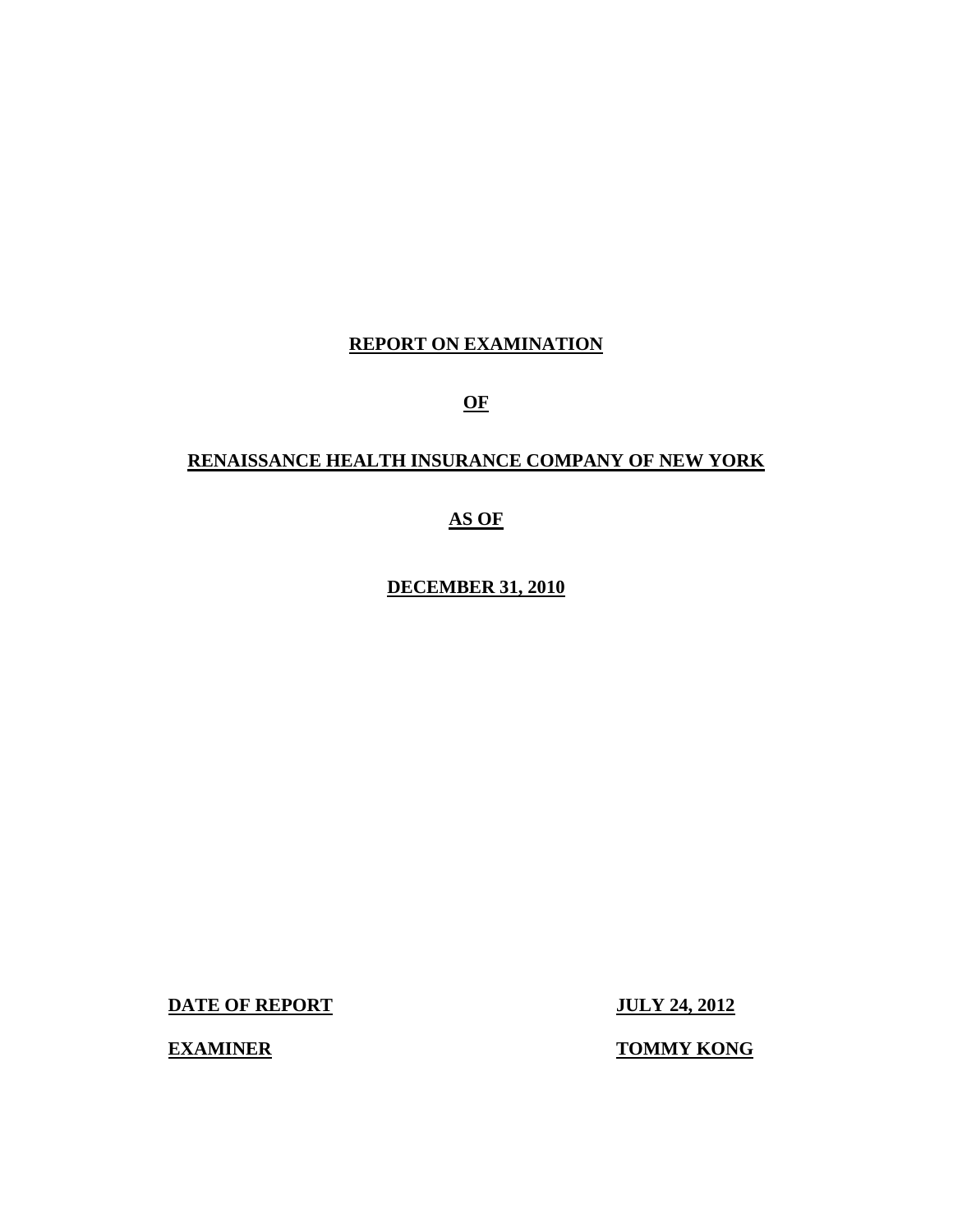# REPORT ON EXAMINATION

# OF

# RENAISSANCE HEALTH INSURANCE COMPANY OF NEW YORK

# AS OF

# DECEMBER 31, 2010

**DATE OF REPORT** **JULY 24, 2012**

**EXAMINER** **TOMMY KONG**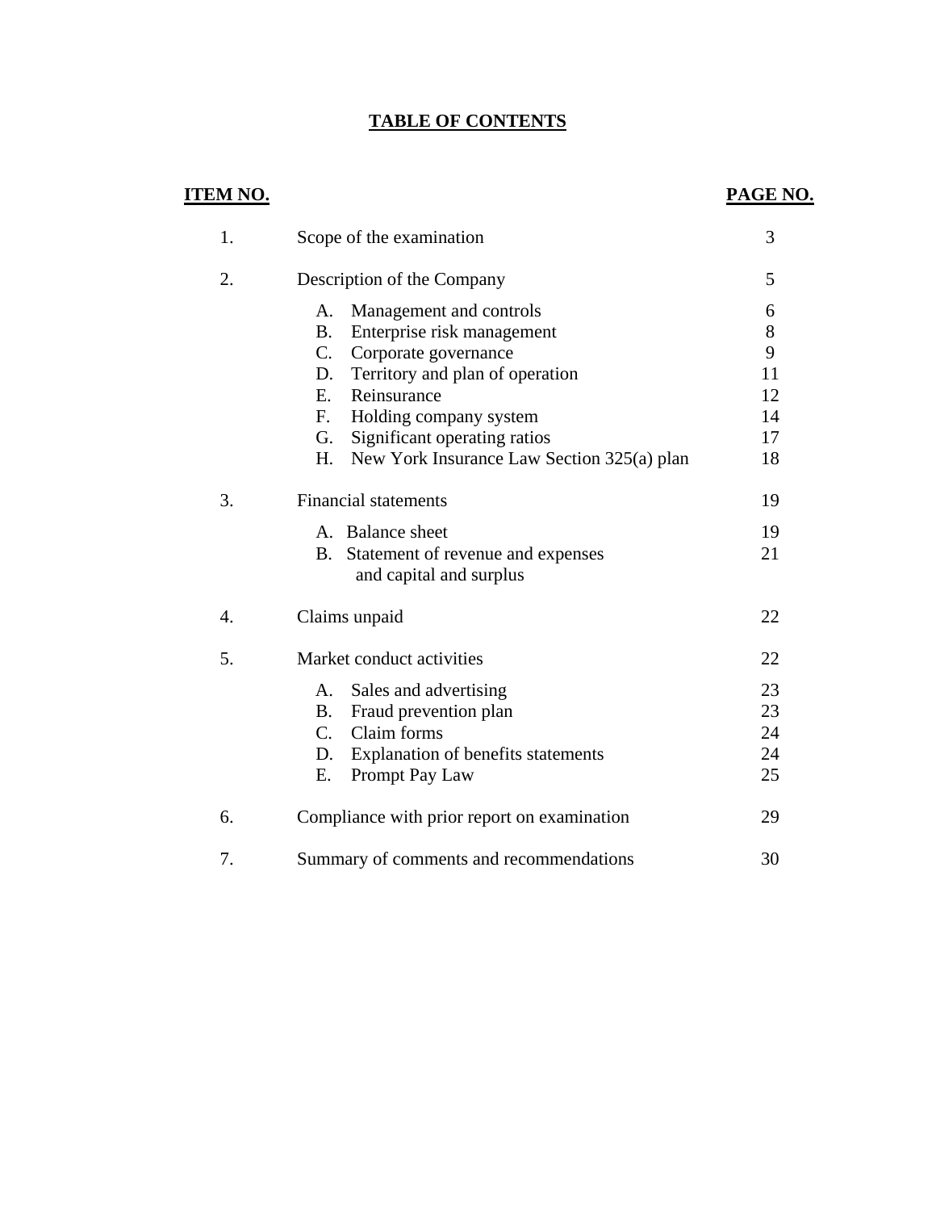# TABLE OF CONTENTS

| ITEM NO. | | PAGE NO. |
|---|---|---|
| 1. | Scope of the examination | 3 |
| 2. | Description of the Company | 5 |
| | A. Management and controls | 6 |
| | B. Enterprise risk management | 8 |
| | C. Corporate governance | 9 |
| | D. Territory and plan of operation | 11 |
| | E. Reinsurance | 12 |
| | F. Holding company system | 14 |
| | G. Significant operating ratios | 17 |
| | H. New York Insurance Law Section 325(a) plan | 18 |
| 3. | Financial statements | 19 |
| | A. Balance sheet | 19 |
| | B. Statement of revenue and expenses and capital and surplus | 21 |
| 4. | Claims unpaid | 22 |
| 5. | Market conduct activities | 22 |
| | A. Sales and advertising | 23 |
| | B. Fraud prevention plan | 23 |
| | C. Claim forms | 24 |
| | D. Explanation of benefits statements | 24 |
| | E. Prompt Pay Law | 25 |
| 6. | Compliance with prior report on examination | 29 |
| 7. | Summary of comments and recommendations | 30 |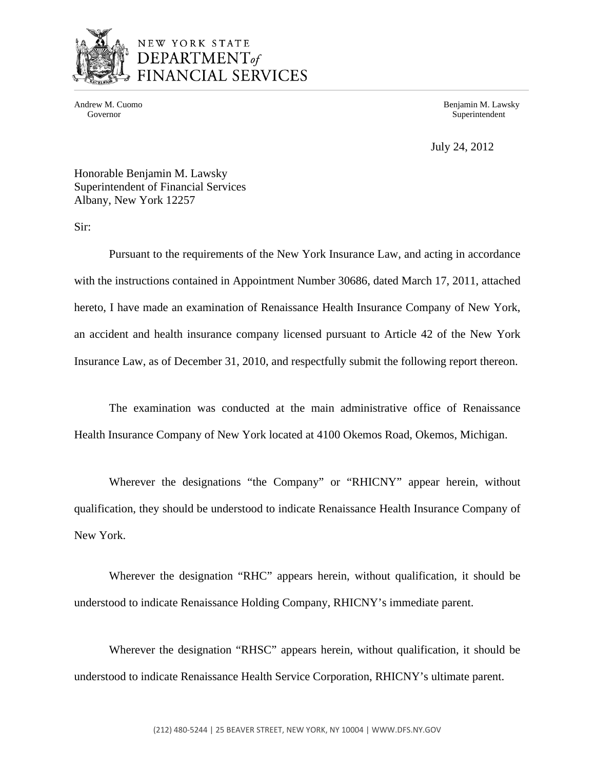NEW YORK STATE
DEPARTMENT *of*
FINANCIAL SERVICES

Andrew M. Cuomo
Governor

Benjamin M. Lawsky
Superintendent

July 24, 2012

Honorable Benjamin M. Lawsky
Superintendent of Financial Services
Albany, New York 12257

Sir:

Pursuant to the requirements of the New York Insurance Law, and acting in accordance with the instructions contained in Appointment Number 30686, dated March 17, 2011, attached hereto, I have made an examination of Renaissance Health Insurance Company of New York, an accident and health insurance company licensed pursuant to Article 42 of the New York Insurance Law, as of December 31, 2010, and respectfully submit the following report thereon.

The examination was conducted at the main administrative office of Renaissance Health Insurance Company of New York located at 4100 Okemos Road, Okemos, Michigan.

Wherever the designations "the Company" or "RHICNY" appear herein, without qualification, they should be understood to indicate Renaissance Health Insurance Company of New York.

Wherever the designation "RHC" appears herein, without qualification, it should be understood to indicate Renaissance Holding Company, RHICNY's immediate parent.

Wherever the designation "RHSC" appears herein, without qualification, it should be understood to indicate Renaissance Health Service Corporation, RHICNY's ultimate parent.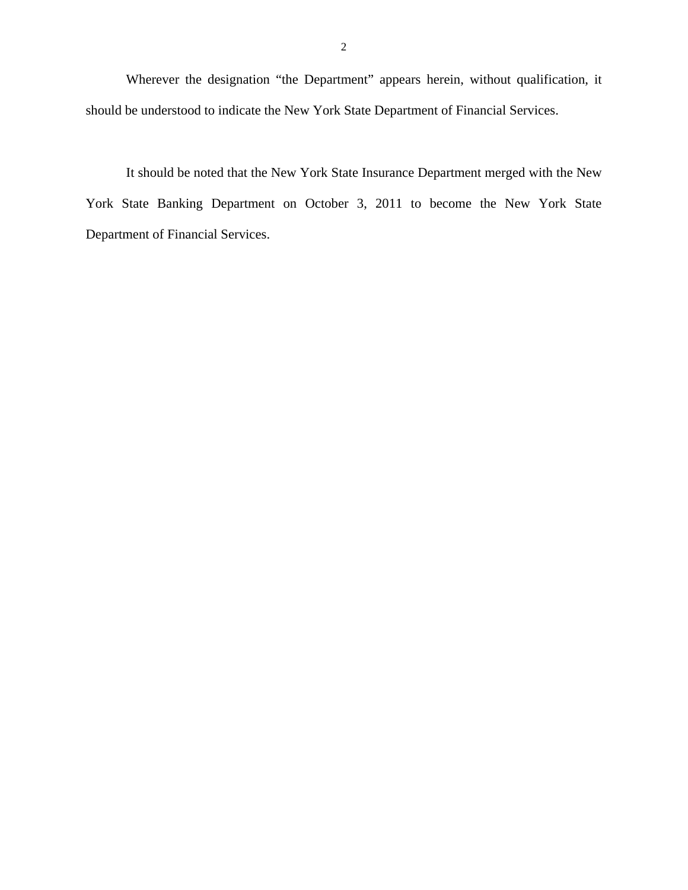Wherever the designation "the Department" appears herein, without qualification, it should be understood to indicate the New York State Department of Financial Services.

It should be noted that the New York State Insurance Department merged with the New York State Banking Department on October 3, 2011 to become the New York State Department of Financial Services.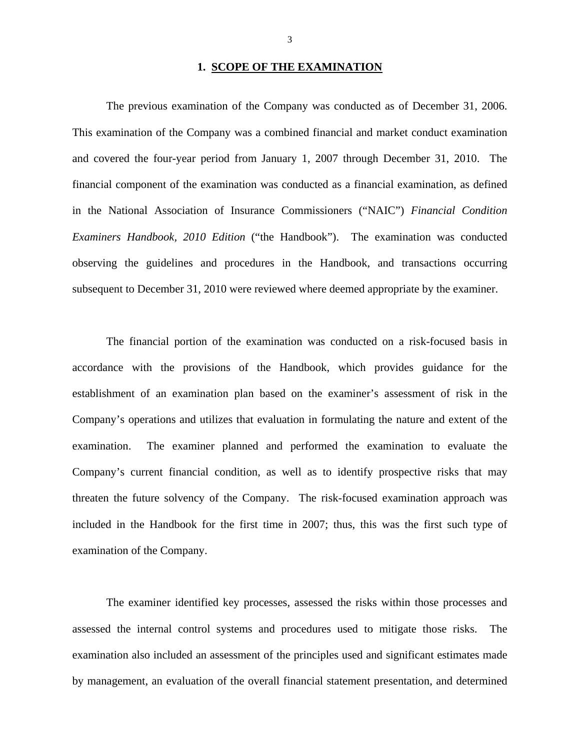## 1. SCOPE OF THE EXAMINATION

The previous examination of the Company was conducted as of December 31, 2006. This examination of the Company was a combined financial and market conduct examination and covered the four-year period from January 1, 2007 through December 31, 2010. The financial component of the examination was conducted as a financial examination, as defined in the National Association of Insurance Commissioners ("NAIC") *Financial Condition Examiners Handbook, 2010 Edition* ("the Handbook"). The examination was conducted observing the guidelines and procedures in the Handbook, and transactions occurring subsequent to December 31, 2010 were reviewed where deemed appropriate by the examiner.

The financial portion of the examination was conducted on a risk-focused basis in accordance with the provisions of the Handbook, which provides guidance for the establishment of an examination plan based on the examiner's assessment of risk in the Company's operations and utilizes that evaluation in formulating the nature and extent of the examination. The examiner planned and performed the examination to evaluate the Company's current financial condition, as well as to identify prospective risks that may threaten the future solvency of the Company. The risk-focused examination approach was included in the Handbook for the first time in 2007; thus, this was the first such type of examination of the Company.

The examiner identified key processes, assessed the risks within those processes and assessed the internal control systems and procedures used to mitigate those risks. The examination also included an assessment of the principles used and significant estimates made by management, an evaluation of the overall financial statement presentation, and determined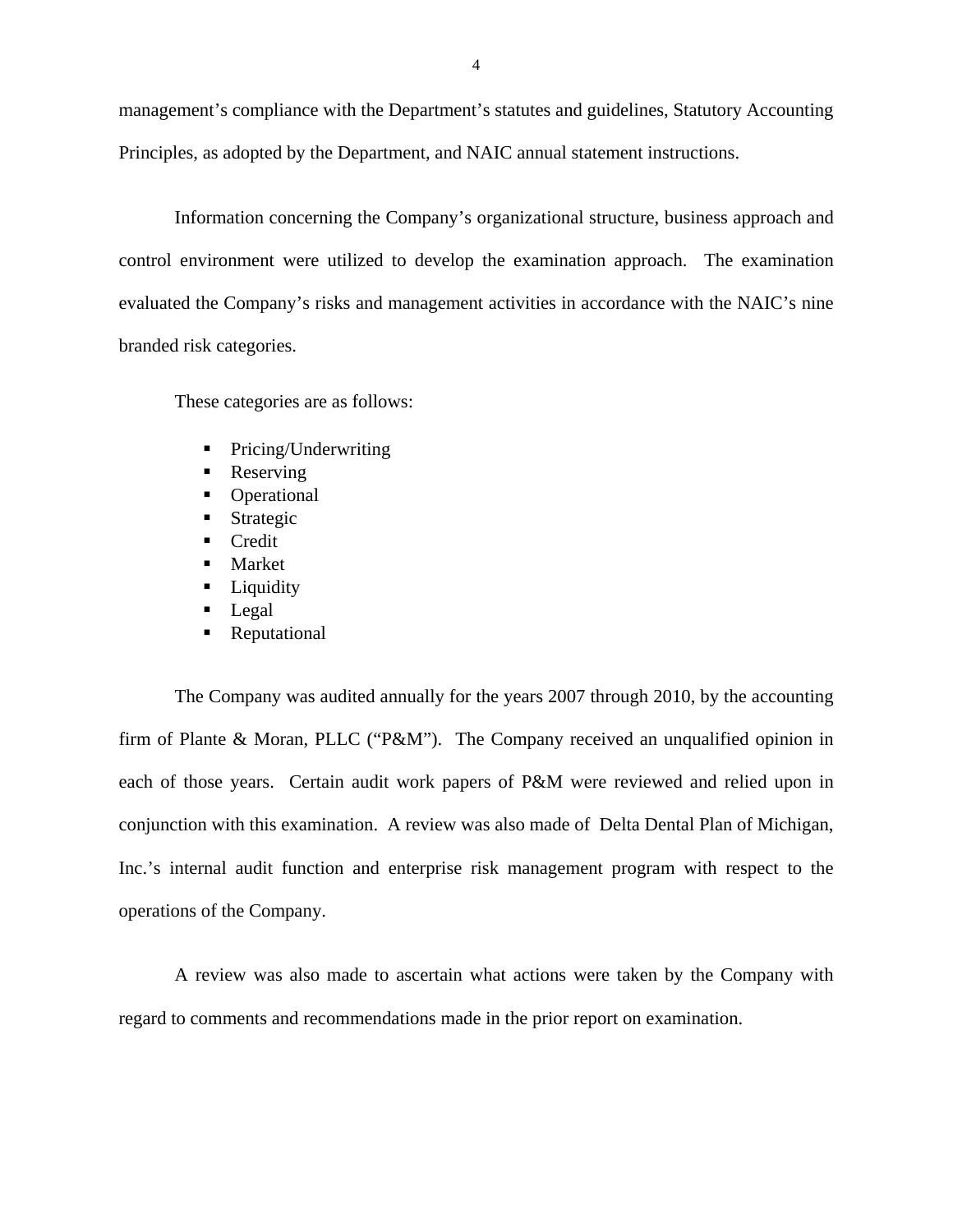management's compliance with the Department's statutes and guidelines, Statutory Accounting Principles, as adopted by the Department, and NAIC annual statement instructions.

Information concerning the Company's organizational structure, business approach and control environment were utilized to develop the examination approach. The examination evaluated the Company's risks and management activities in accordance with the NAIC's nine branded risk categories.

These categories are as follows:

- Pricing/Underwriting
- Reserving
- Operational
- Strategic
- Credit
- Market
- Liquidity
- Legal
- Reputational

The Company was audited annually for the years 2007 through 2010, by the accounting firm of Plante & Moran, PLLC ("P&M"). The Company received an unqualified opinion in each of those years. Certain audit work papers of P&M were reviewed and relied upon in conjunction with this examination. A review was also made of Delta Dental Plan of Michigan, Inc.'s internal audit function and enterprise risk management program with respect to the operations of the Company.

A review was also made to ascertain what actions were taken by the Company with regard to comments and recommendations made in the prior report on examination.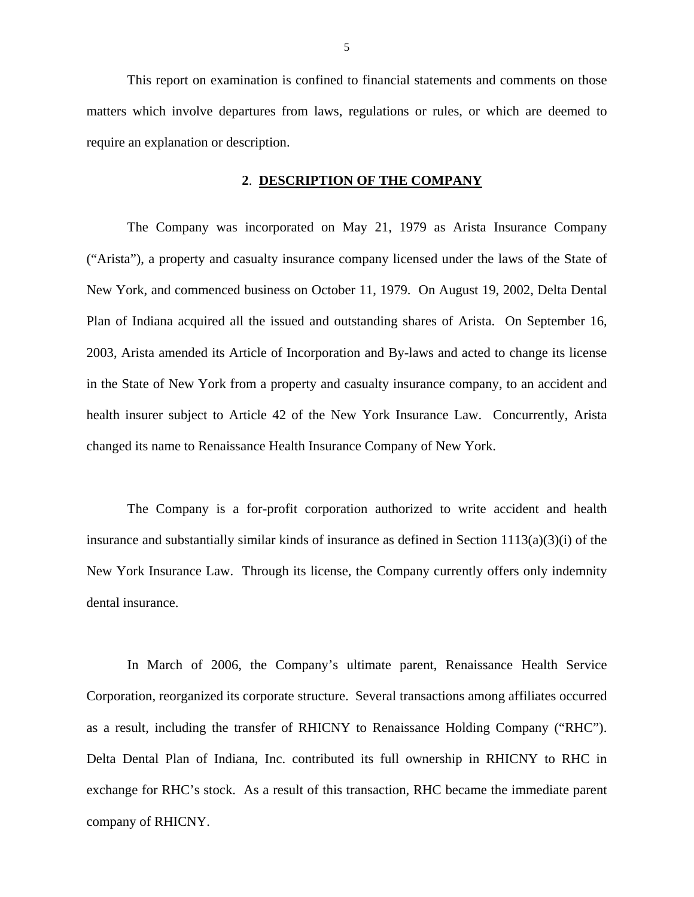This report on examination is confined to financial statements and comments on those matters which involve departures from laws, regulations or rules, or which are deemed to require an explanation or description.

## 2. DESCRIPTION OF THE COMPANY

The Company was incorporated on May 21, 1979 as Arista Insurance Company ("Arista"), a property and casualty insurance company licensed under the laws of the State of New York, and commenced business on October 11, 1979. On August 19, 2002, Delta Dental Plan of Indiana acquired all the issued and outstanding shares of Arista. On September 16, 2003, Arista amended its Article of Incorporation and By-laws and acted to change its license in the State of New York from a property and casualty insurance company, to an accident and health insurer subject to Article 42 of the New York Insurance Law. Concurrently, Arista changed its name to Renaissance Health Insurance Company of New York.

The Company is a for-profit corporation authorized to write accident and health insurance and substantially similar kinds of insurance as defined in Section 1113(a)(3)(i) of the New York Insurance Law. Through its license, the Company currently offers only indemnity dental insurance.

In March of 2006, the Company's ultimate parent, Renaissance Health Service Corporation, reorganized its corporate structure. Several transactions among affiliates occurred as a result, including the transfer of RHICNY to Renaissance Holding Company ("RHC"). Delta Dental Plan of Indiana, Inc. contributed its full ownership in RHICNY to RHC in exchange for RHC's stock. As a result of this transaction, RHC became the immediate parent company of RHICNY.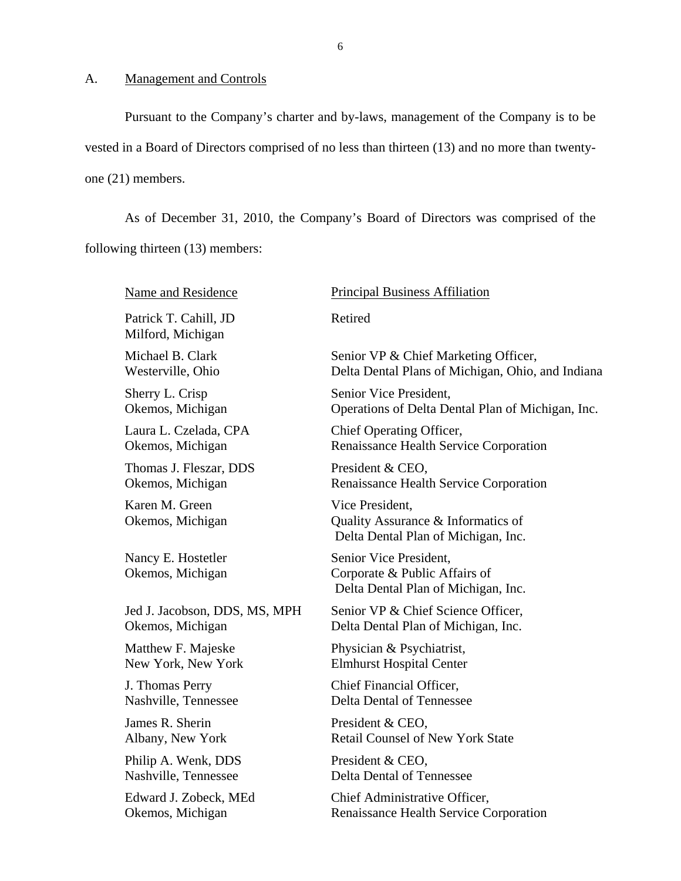## A. Management and Controls

Pursuant to the Company's charter and by-laws, management of the Company is to be vested in a Board of Directors comprised of no less than thirteen (13) and no more than twenty-one (21) members.

As of December 31, 2010, the Company's Board of Directors was comprised of the following thirteen (13) members:

| Name and Residence | Principal Business Affiliation |
| --- | --- |
| Patrick T. Cahill, JD<br>Milford, Michigan | Retired |
| Michael B. Clark<br>Westerville, Ohio | Senior VP & Chief Marketing Officer,<br>Delta Dental Plans of Michigan, Ohio, and Indiana |
| Sherry L. Crisp<br>Okemos, Michigan | Senior Vice President,<br>Operations of Delta Dental Plan of Michigan, Inc. |
| Laura L. Czelada, CPA<br>Okemos, Michigan | Chief Operating Officer,<br>Renaissance Health Service Corporation |
| Thomas J. Fleszar, DDS<br>Okemos, Michigan | President & CEO,<br>Renaissance Health Service Corporation |
| Karen M. Green<br>Okemos, Michigan | Vice President,<br>Quality Assurance & Informatics of<br>Delta Dental Plan of Michigan, Inc. |
| Nancy E. Hostetler<br>Okemos, Michigan | Senior Vice President,<br>Corporate & Public Affairs of<br>Delta Dental Plan of Michigan, Inc. |
| Jed J. Jacobson, DDS, MS, MPH<br>Okemos, Michigan | Senior VP & Chief Science Officer,<br>Delta Dental Plan of Michigan, Inc. |
| Matthew F. Majeske<br>New York, New York | Physician & Psychiatrist,<br>Elmhurst Hospital Center |
| J. Thomas Perry<br>Nashville, Tennessee | Chief Financial Officer,<br>Delta Dental of Tennessee |
| James R. Sherin<br>Albany, New York | President & CEO,<br>Retail Counsel of New York State |
| Philip A. Wenk, DDS<br>Nashville, Tennessee | President & CEO,<br>Delta Dental of Tennessee |
| Edward J. Zobeck, MEd<br>Okemos, Michigan | Chief Administrative Officer,<br>Renaissance Health Service Corporation |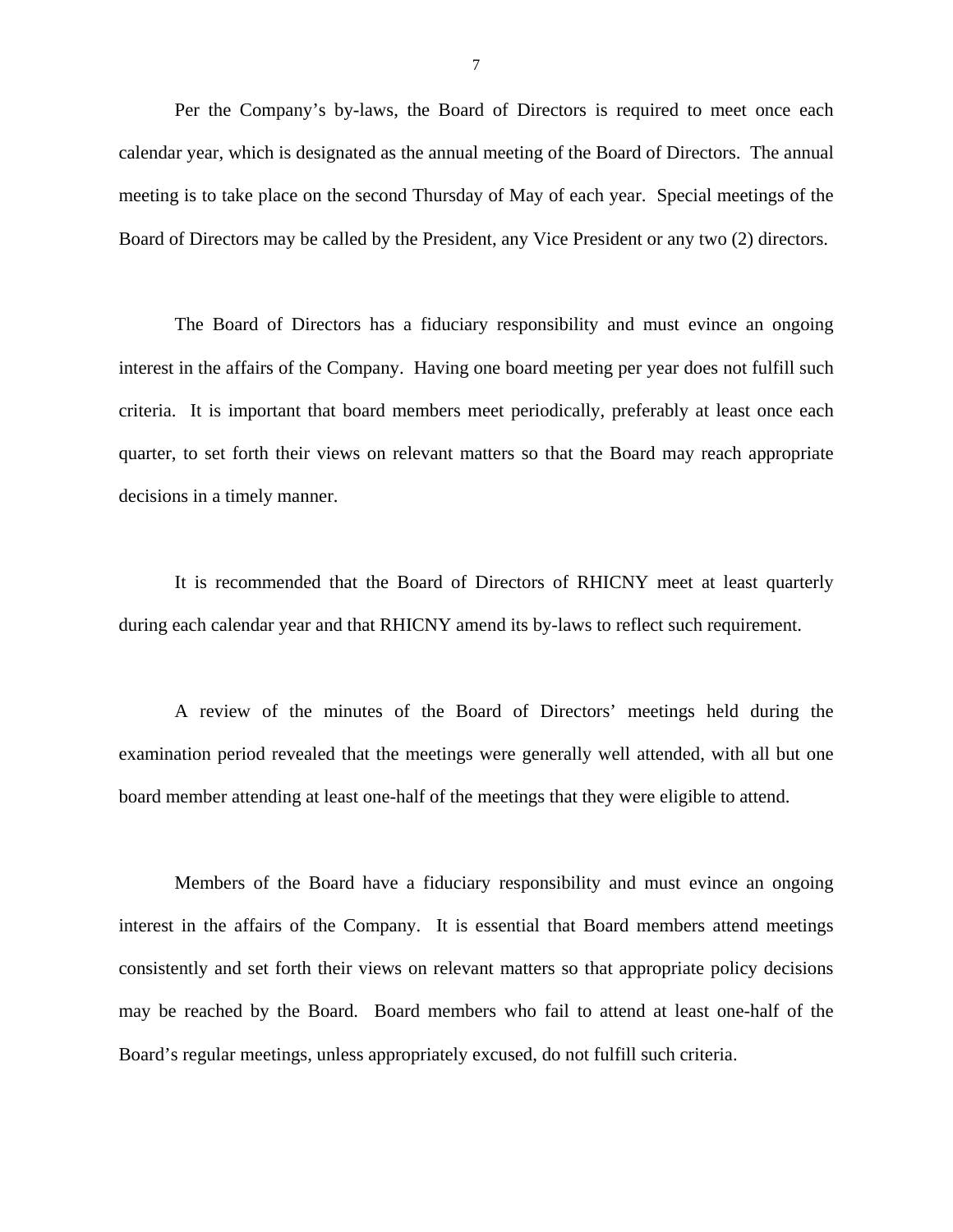Per the Company's by-laws, the Board of Directors is required to meet once each calendar year, which is designated as the annual meeting of the Board of Directors. The annual meeting is to take place on the second Thursday of May of each year. Special meetings of the Board of Directors may be called by the President, any Vice President or any two (2) directors.

The Board of Directors has a fiduciary responsibility and must evince an ongoing interest in the affairs of the Company. Having one board meeting per year does not fulfill such criteria. It is important that board members meet periodically, preferably at least once each quarter, to set forth their views on relevant matters so that the Board may reach appropriate decisions in a timely manner.

It is recommended that the Board of Directors of RHICNY meet at least quarterly during each calendar year and that RHICNY amend its by-laws to reflect such requirement.

A review of the minutes of the Board of Directors' meetings held during the examination period revealed that the meetings were generally well attended, with all but one board member attending at least one-half of the meetings that they were eligible to attend.

Members of the Board have a fiduciary responsibility and must evince an ongoing interest in the affairs of the Company. It is essential that Board members attend meetings consistently and set forth their views on relevant matters so that appropriate policy decisions may be reached by the Board. Board members who fail to attend at least one-half of the Board's regular meetings, unless appropriately excused, do not fulfill such criteria.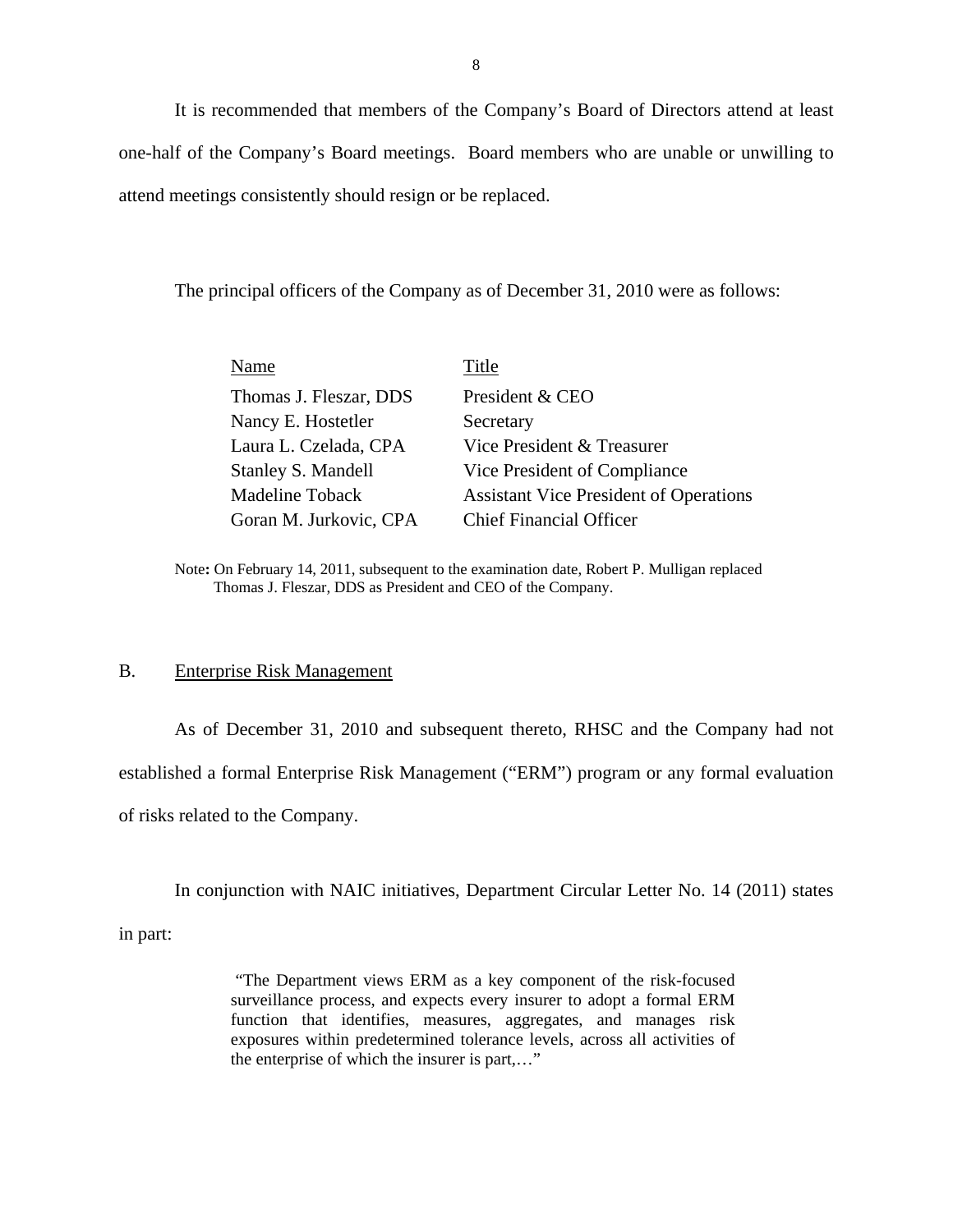It is recommended that members of the Company's Board of Directors attend at least one-half of the Company's Board meetings. Board members who are unable or unwilling to attend meetings consistently should resign or be replaced.

The principal officers of the Company as of December 31, 2010 were as follows:

| Name | Title |
|---|---|
| Thomas J. Fleszar, DDS | President & CEO |
| Nancy E. Hostetler | Secretary |
| Laura L. Czelada, CPA | Vice President & Treasurer |
| Stanley S. Mandell | Vice President of Compliance |
| Madeline Toback | Assistant Vice President of Operations |
| Goran M. Jurkovic, CPA | Chief Financial Officer |

Note**:** On February 14, 2011, subsequent to the examination date, Robert P. Mulligan replaced Thomas J. Fleszar, DDS as President and CEO of the Company.

## B. Enterprise Risk Management

As of December 31, 2010 and subsequent thereto, RHSC and the Company had not established a formal Enterprise Risk Management ("ERM") program or any formal evaluation of risks related to the Company.

In conjunction with NAIC initiatives, Department Circular Letter No. 14 (2011) states in part:

> "The Department views ERM as a key component of the risk-focused surveillance process, and expects every insurer to adopt a formal ERM function that identifies, measures, aggregates, and manages risk exposures within predetermined tolerance levels, across all activities of the enterprise of which the insurer is part,…"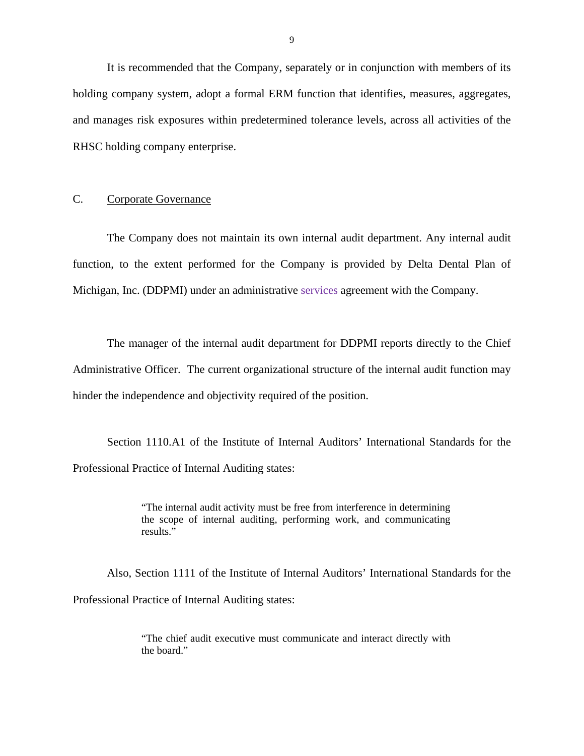It is recommended that the Company, separately or in conjunction with members of its holding company system, adopt a formal ERM function that identifies, measures, aggregates, and manages risk exposures within predetermined tolerance levels, across all activities of the RHSC holding company enterprise.

## C. Corporate Governance

The Company does not maintain its own internal audit department. Any internal audit function, to the extent performed for the Company is provided by Delta Dental Plan of Michigan, Inc. (DDPMI) under an administrative services agreement with the Company.

The manager of the internal audit department for DDPMI reports directly to the Chief Administrative Officer. The current organizational structure of the internal audit function may hinder the independence and objectivity required of the position.

Section 1110.A1 of the Institute of Internal Auditors' International Standards for the Professional Practice of Internal Auditing states:

> "The internal audit activity must be free from interference in determining the scope of internal auditing, performing work, and communicating results."

Also, Section 1111 of the Institute of Internal Auditors' International Standards for the Professional Practice of Internal Auditing states:

> "The chief audit executive must communicate and interact directly with the board."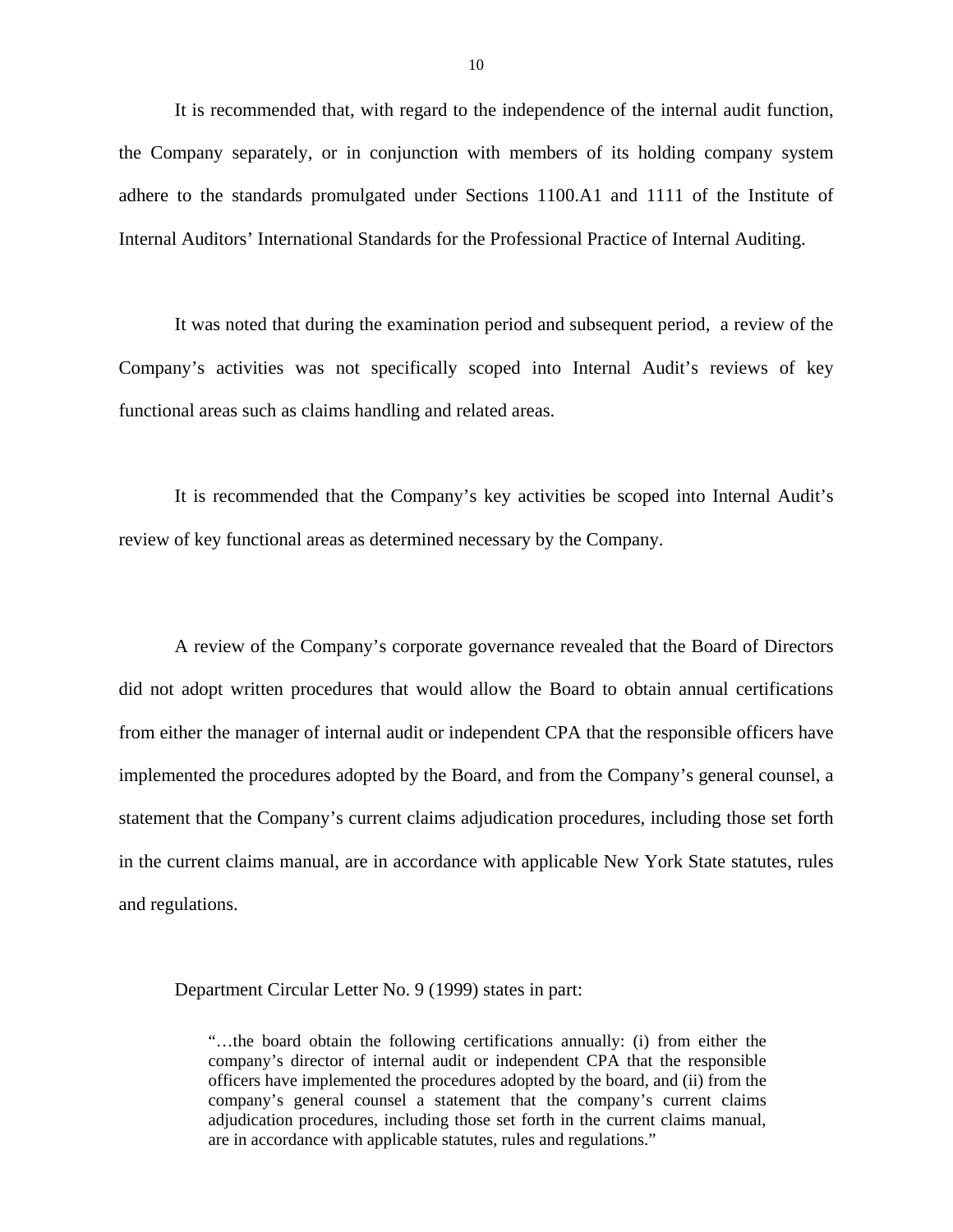It is recommended that, with regard to the independence of the internal audit function, the Company separately, or in conjunction with members of its holding company system adhere to the standards promulgated under Sections 1100.A1 and 1111 of the Institute of Internal Auditors' International Standards for the Professional Practice of Internal Auditing.

It was noted that during the examination period and subsequent period, a review of the Company's activities was not specifically scoped into Internal Audit's reviews of key functional areas such as claims handling and related areas.

It is recommended that the Company's key activities be scoped into Internal Audit's review of key functional areas as determined necessary by the Company.

A review of the Company's corporate governance revealed that the Board of Directors did not adopt written procedures that would allow the Board to obtain annual certifications from either the manager of internal audit or independent CPA that the responsible officers have implemented the procedures adopted by the Board, and from the Company's general counsel, a statement that the Company's current claims adjudication procedures, including those set forth in the current claims manual, are in accordance with applicable New York State statutes, rules and regulations.

Department Circular Letter No. 9 (1999) states in part:

> "…the board obtain the following certifications annually: (i) from either the company's director of internal audit or independent CPA that the responsible officers have implemented the procedures adopted by the board, and (ii) from the company's general counsel a statement that the company's current claims adjudication procedures, including those set forth in the current claims manual, are in accordance with applicable statutes, rules and regulations."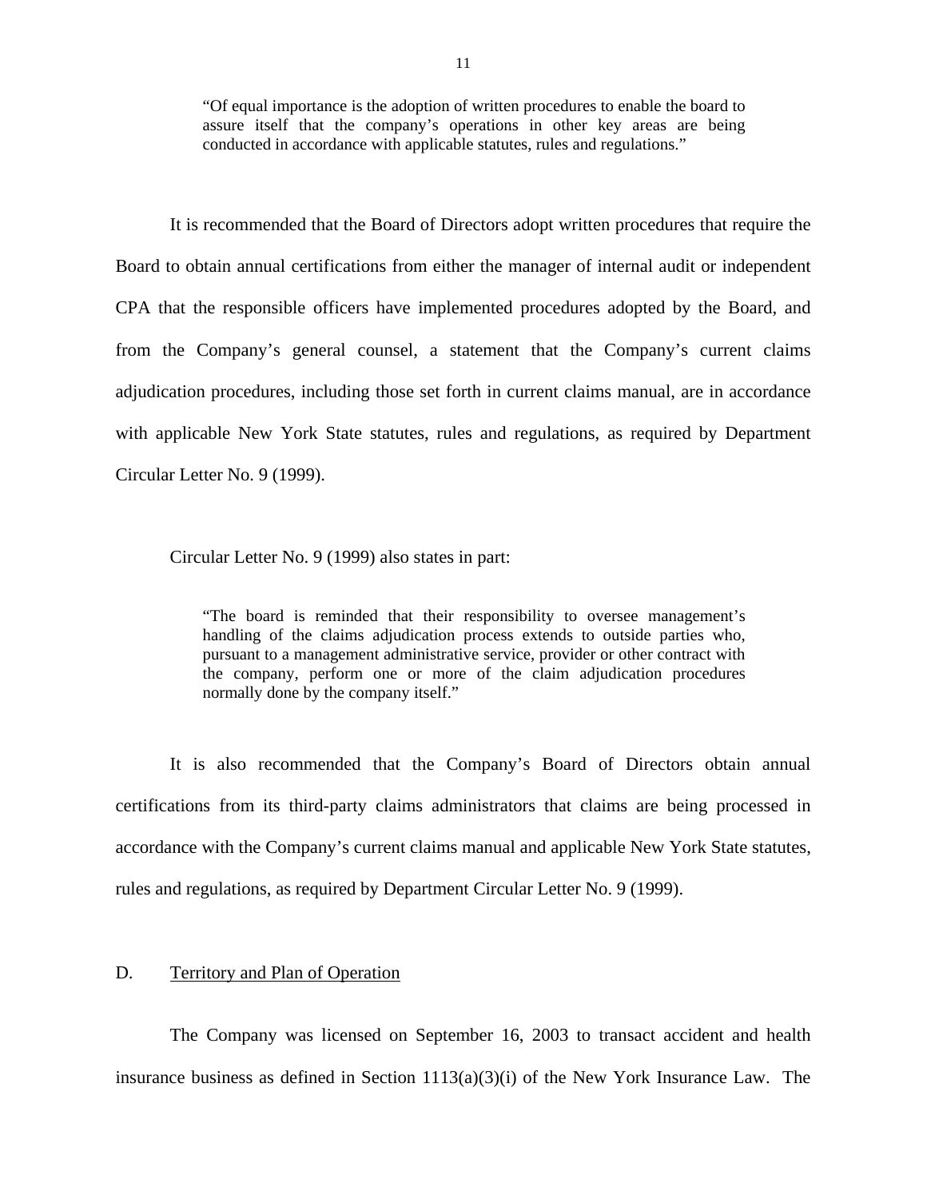> "Of equal importance is the adoption of written procedures to enable the board to assure itself that the company's operations in other key areas are being conducted in accordance with applicable statutes, rules and regulations."

It is recommended that the Board of Directors adopt written procedures that require the Board to obtain annual certifications from either the manager of internal audit or independent CPA that the responsible officers have implemented procedures adopted by the Board, and from the Company's general counsel, a statement that the Company's current claims adjudication procedures, including those set forth in current claims manual, are in accordance with applicable New York State statutes, rules and regulations, as required by Department Circular Letter No. 9 (1999).

Circular Letter No. 9 (1999) also states in part:

> "The board is reminded that their responsibility to oversee management's handling of the claims adjudication process extends to outside parties who, pursuant to a management administrative service, provider or other contract with the company, perform one or more of the claim adjudication procedures normally done by the company itself."

It is also recommended that the Company's Board of Directors obtain annual certifications from its third-party claims administrators that claims are being processed in accordance with the Company's current claims manual and applicable New York State statutes, rules and regulations, as required by Department Circular Letter No. 9 (1999).

## D. Territory and Plan of Operation

The Company was licensed on September 16, 2003 to transact accident and health insurance business as defined in Section 1113(a)(3)(i) of the New York Insurance Law. The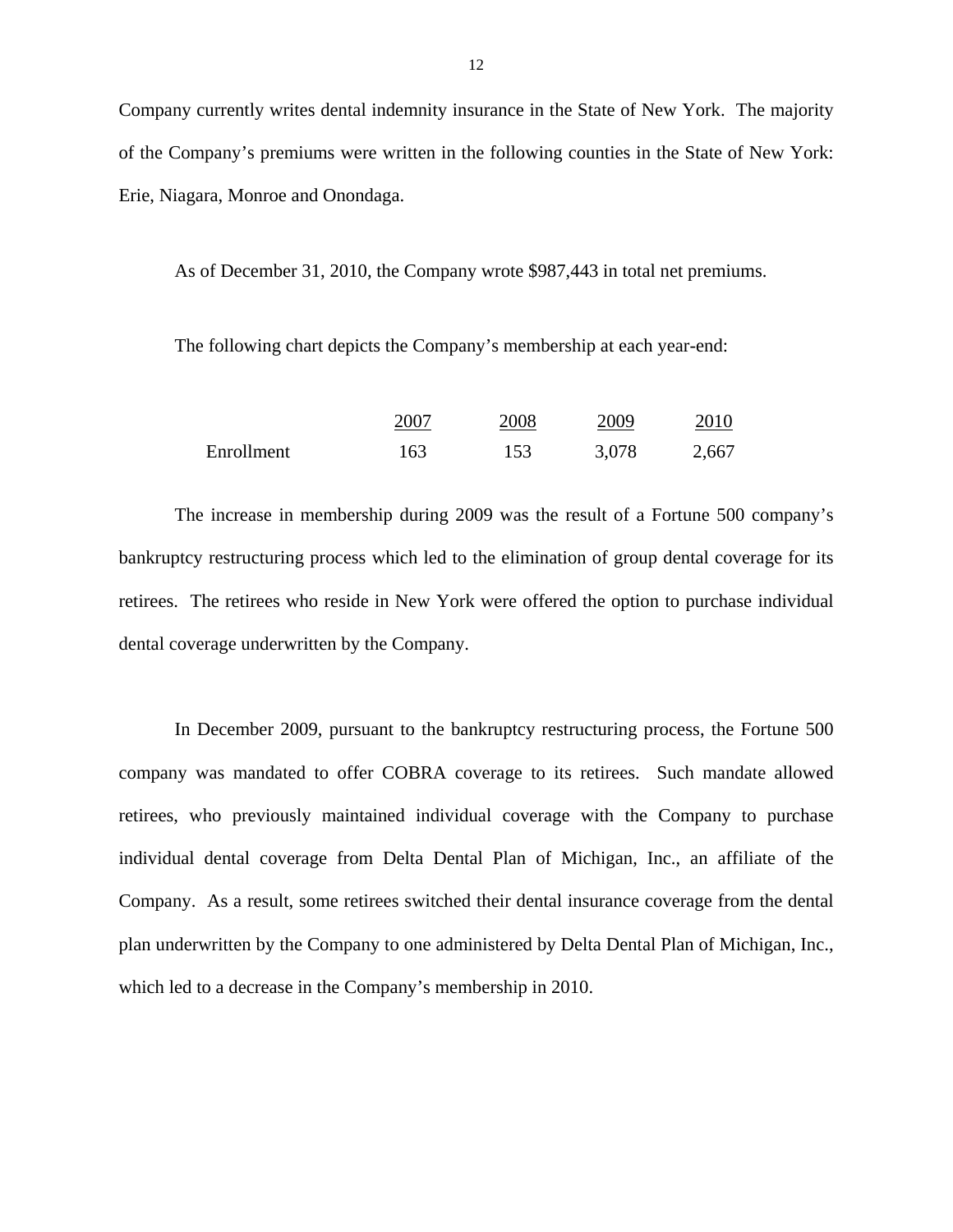Company currently writes dental indemnity insurance in the State of New York. The majority of the Company's premiums were written in the following counties in the State of New York: Erie, Niagara, Monroe and Onondaga.

As of December 31, 2010, the Company wrote $987,443 in total net premiums.

The following chart depicts the Company's membership at each year-end:

| | 2007 | 2008 | 2009 | 2010 |
|---|---|---|---|---|
| Enrollment | 163 | 153 | 3,078 | 2,667 |

The increase in membership during 2009 was the result of a Fortune 500 company's bankruptcy restructuring process which led to the elimination of group dental coverage for its retirees. The retirees who reside in New York were offered the option to purchase individual dental coverage underwritten by the Company.

In December 2009, pursuant to the bankruptcy restructuring process, the Fortune 500 company was mandated to offer COBRA coverage to its retirees. Such mandate allowed retirees, who previously maintained individual coverage with the Company to purchase individual dental coverage from Delta Dental Plan of Michigan, Inc., an affiliate of the Company. As a result, some retirees switched their dental insurance coverage from the dental plan underwritten by the Company to one administered by Delta Dental Plan of Michigan, Inc., which led to a decrease in the Company's membership in 2010.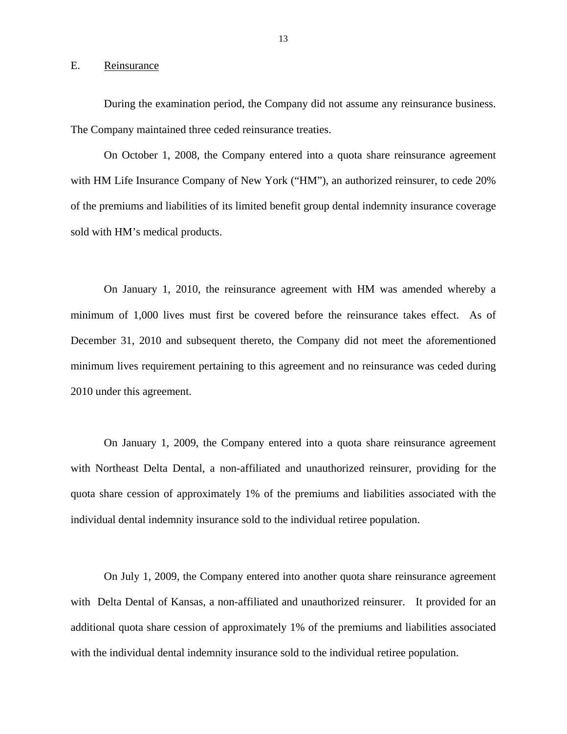## E. Reinsurance

During the examination period, the Company did not assume any reinsurance business. The Company maintained three ceded reinsurance treaties.

On October 1, 2008, the Company entered into a quota share reinsurance agreement with HM Life Insurance Company of New York ("HM"), an authorized reinsurer, to cede 20% of the premiums and liabilities of its limited benefit group dental indemnity insurance coverage sold with HM's medical products.

On January 1, 2010, the reinsurance agreement with HM was amended whereby a minimum of 1,000 lives must first be covered before the reinsurance takes effect. As of December 31, 2010 and subsequent thereto, the Company did not meet the aforementioned minimum lives requirement pertaining to this agreement and no reinsurance was ceded during 2010 under this agreement.

On January 1, 2009, the Company entered into a quota share reinsurance agreement with Northeast Delta Dental, a non-affiliated and unauthorized reinsurer, providing for the quota share cession of approximately 1% of the premiums and liabilities associated with the individual dental indemnity insurance sold to the individual retiree population.

On July 1, 2009, the Company entered into another quota share reinsurance agreement with Delta Dental of Kansas, a non-affiliated and unauthorized reinsurer. It provided for an additional quota share cession of approximately 1% of the premiums and liabilities associated with the individual dental indemnity insurance sold to the individual retiree population.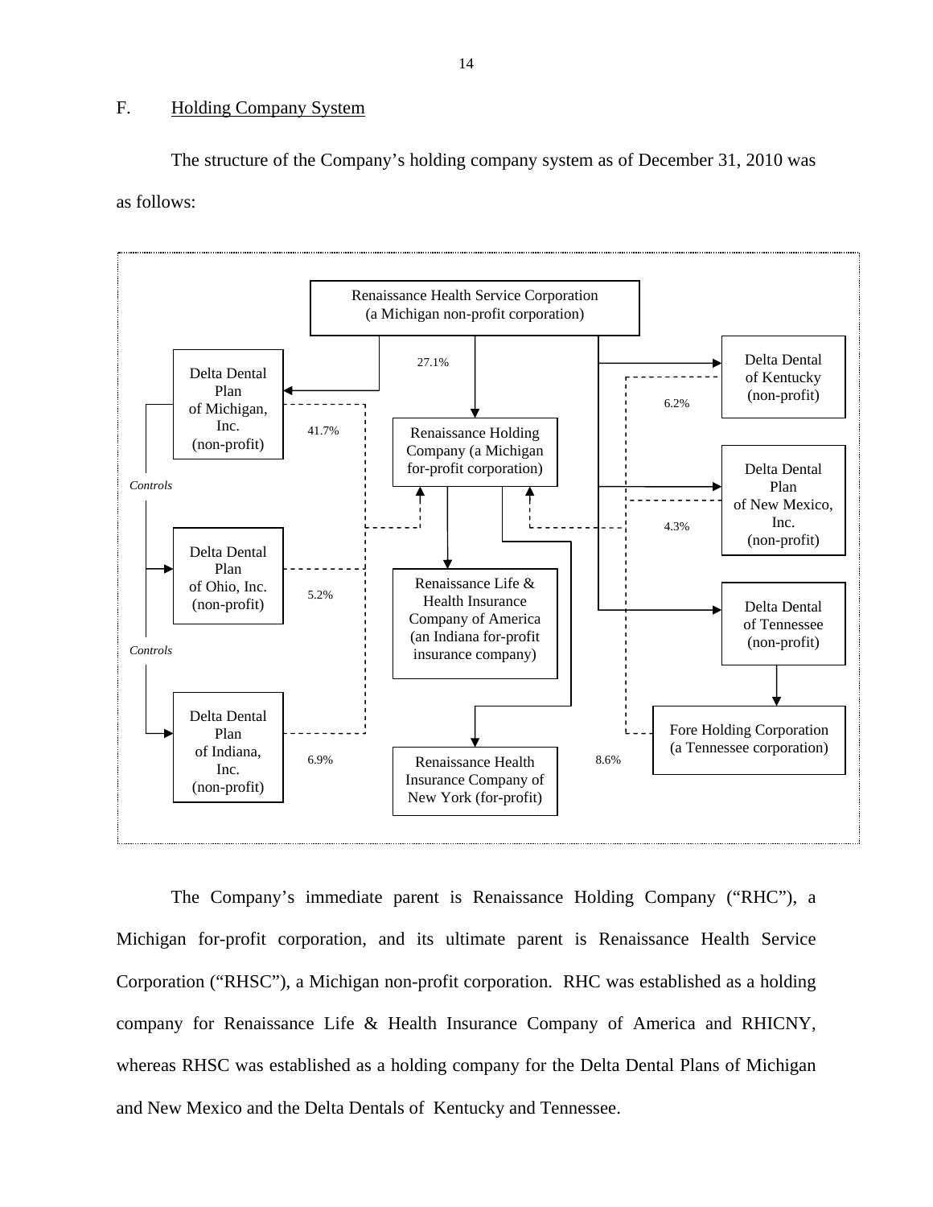F. Holding Company System

The structure of the Company's holding company system as of December 31, 2010 was as follows:

Renaissance Health Service Corporation (a Michigan non-profit corporation)

Delta Dental Plan of Michigan, Inc. (non-profit)

Renaissance Holding Company (a Michigan for-profit corporation)

Delta Dental of Kentucky (non-profit)

Delta Dental Plan of New Mexico, Inc. (non-profit)

Delta Dental Plan of Ohio, Inc. (non-profit)

Renaissance Life & Health Insurance Company of America (an Indiana for-profit insurance company)

Delta Dental of Tennessee (non-profit)

Delta Dental Plan of Indiana, Inc. (non-profit)

Renaissance Health Insurance Company of New York (for-profit)

Fore Holding Corporation (a Tennessee corporation)

Controls

Controls

27.1%

41.7%

5.2%

6.9%

6.2%

4.3%

8.6%

The Company's immediate parent is Renaissance Holding Company ("RHC"), a Michigan for-profit corporation, and its ultimate parent is Renaissance Health Service Corporation ("RHSC"), a Michigan non-profit corporation. RHC was established as a holding company for Renaissance Life & Health Insurance Company of America and RHICNY, whereas RHSC was established as a holding company for the Delta Dental Plans of Michigan and New Mexico and the Delta Dentals of Kentucky and Tennessee.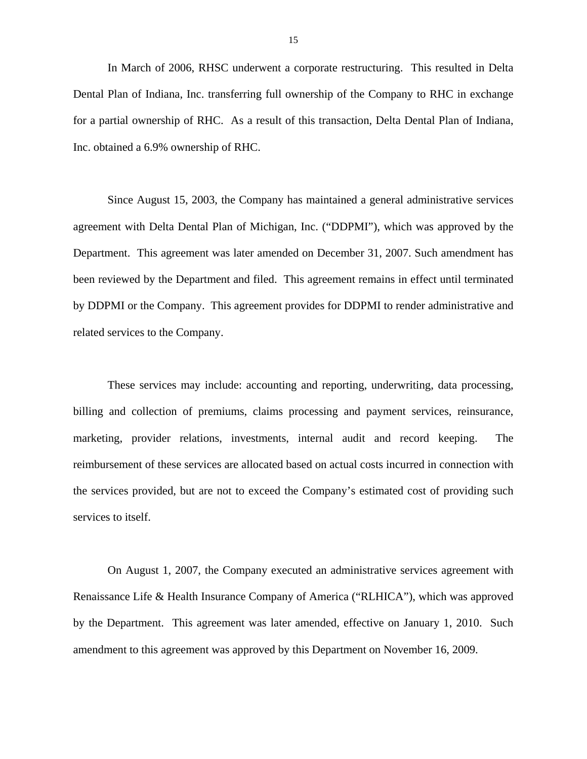In March of 2006, RHSC underwent a corporate restructuring. This resulted in Delta Dental Plan of Indiana, Inc. transferring full ownership of the Company to RHC in exchange for a partial ownership of RHC. As a result of this transaction, Delta Dental Plan of Indiana, Inc. obtained a 6.9% ownership of RHC.

Since August 15, 2003, the Company has maintained a general administrative services agreement with Delta Dental Plan of Michigan, Inc. ("DDPMI"), which was approved by the Department. This agreement was later amended on December 31, 2007. Such amendment has been reviewed by the Department and filed. This agreement remains in effect until terminated by DDPMI or the Company. This agreement provides for DDPMI to render administrative and related services to the Company.

These services may include: accounting and reporting, underwriting, data processing, billing and collection of premiums, claims processing and payment services, reinsurance, marketing, provider relations, investments, internal audit and record keeping. The reimbursement of these services are allocated based on actual costs incurred in connection with the services provided, but are not to exceed the Company's estimated cost of providing such services to itself.

On August 1, 2007, the Company executed an administrative services agreement with Renaissance Life & Health Insurance Company of America ("RLHICA"), which was approved by the Department. This agreement was later amended, effective on January 1, 2010. Such amendment to this agreement was approved by this Department on November 16, 2009.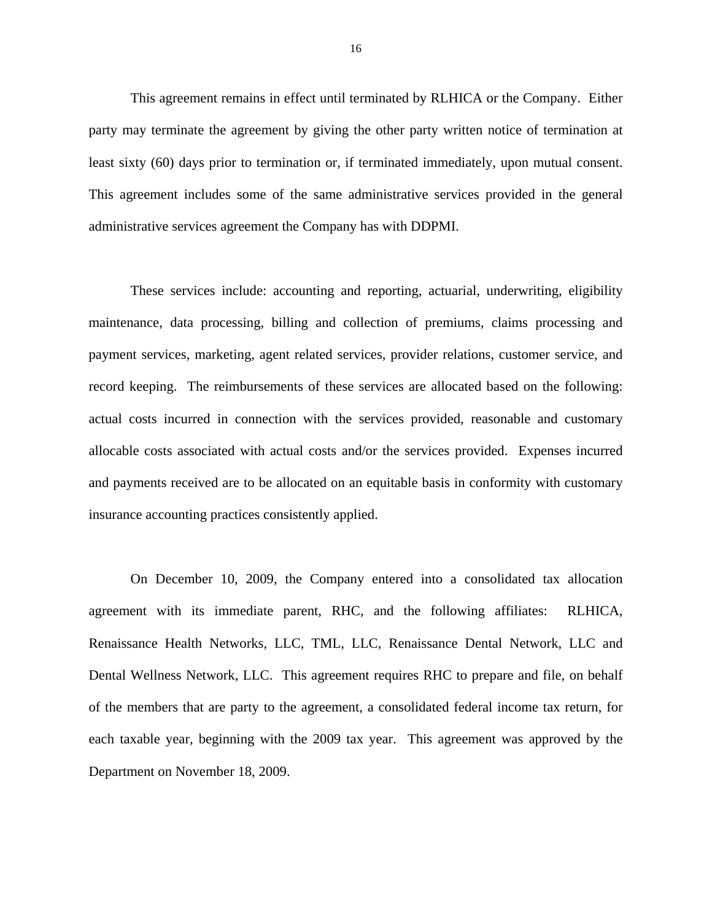This agreement remains in effect until terminated by RLHICA or the Company. Either party may terminate the agreement by giving the other party written notice of termination at least sixty (60) days prior to termination or, if terminated immediately, upon mutual consent. This agreement includes some of the same administrative services provided in the general administrative services agreement the Company has with DDPMI.

These services include: accounting and reporting, actuarial, underwriting, eligibility maintenance, data processing, billing and collection of premiums, claims processing and payment services, marketing, agent related services, provider relations, customer service, and record keeping. The reimbursements of these services are allocated based on the following: actual costs incurred in connection with the services provided, reasonable and customary allocable costs associated with actual costs and/or the services provided. Expenses incurred and payments received are to be allocated on an equitable basis in conformity with customary insurance accounting practices consistently applied.

On December 10, 2009, the Company entered into a consolidated tax allocation agreement with its immediate parent, RHC, and the following affiliates: RLHICA, Renaissance Health Networks, LLC, TML, LLC, Renaissance Dental Network, LLC and Dental Wellness Network, LLC. This agreement requires RHC to prepare and file, on behalf of the members that are party to the agreement, a consolidated federal income tax return, for each taxable year, beginning with the 2009 tax year. This agreement was approved by the Department on November 18, 2009.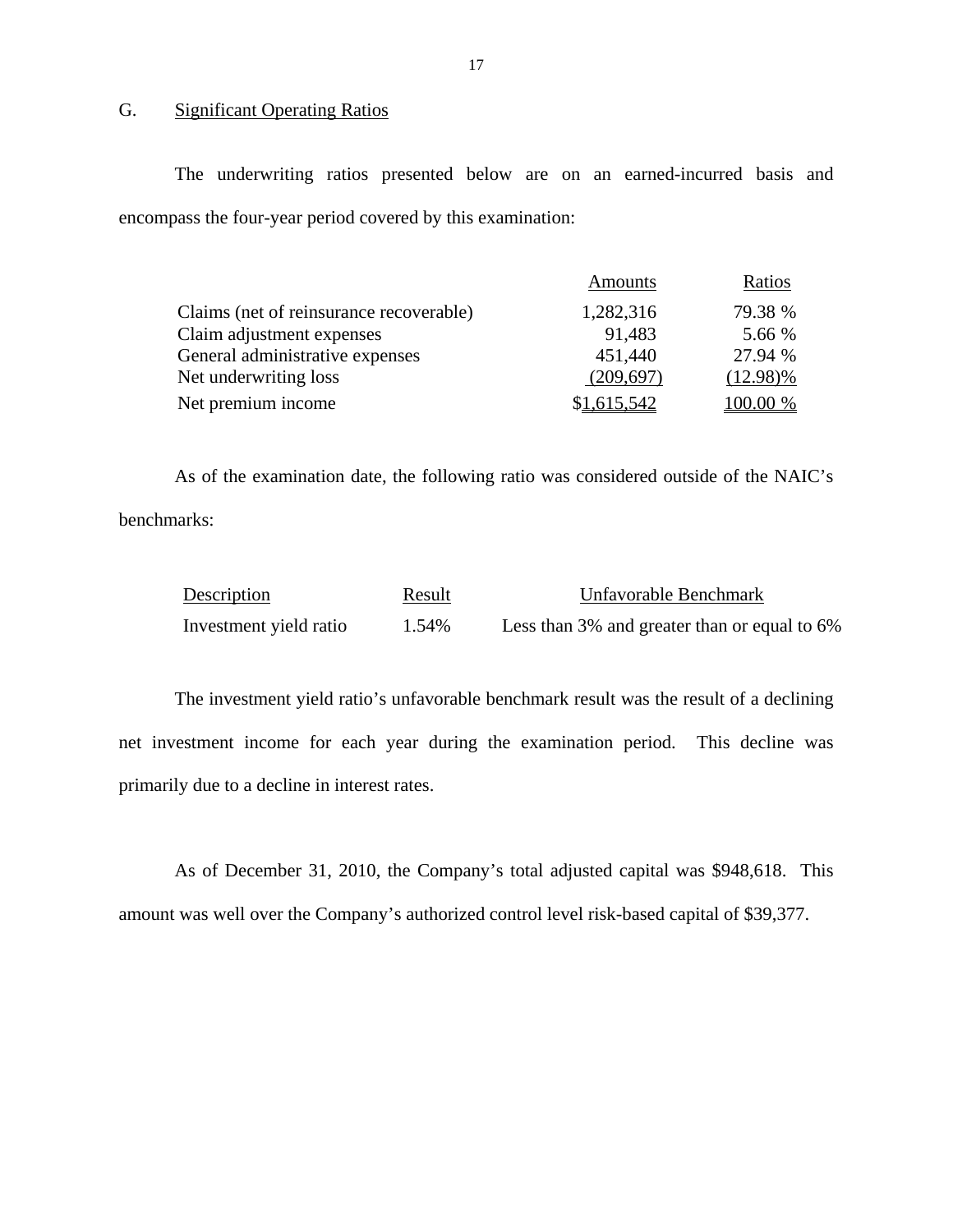## G. Significant Operating Ratios

The underwriting ratios presented below are on an earned-incurred basis and encompass the four-year period covered by this examination:

| | Amounts | Ratios |
|---|---|---|
| Claims (net of reinsurance recoverable) | 1,282,316 | 79.38 % |
| Claim adjustment expenses | 91,483 | 5.66 % |
| General administrative expenses | 451,440 | 27.94 % |
| Net underwriting loss | (209,697) | (12.98)% |
| Net premium income | $1,615,542 | 100.00 % |

As of the examination date, the following ratio was considered outside of the NAIC's benchmarks:

| Description | Result | Unfavorable Benchmark |
|---|---|---|
| Investment yield ratio | 1.54% | Less than 3% and greater than or equal to 6% |

The investment yield ratio's unfavorable benchmark result was the result of a declining net investment income for each year during the examination period. This decline was primarily due to a decline in interest rates.

As of December 31, 2010, the Company's total adjusted capital was $948,618. This amount was well over the Company's authorized control level risk-based capital of $39,377.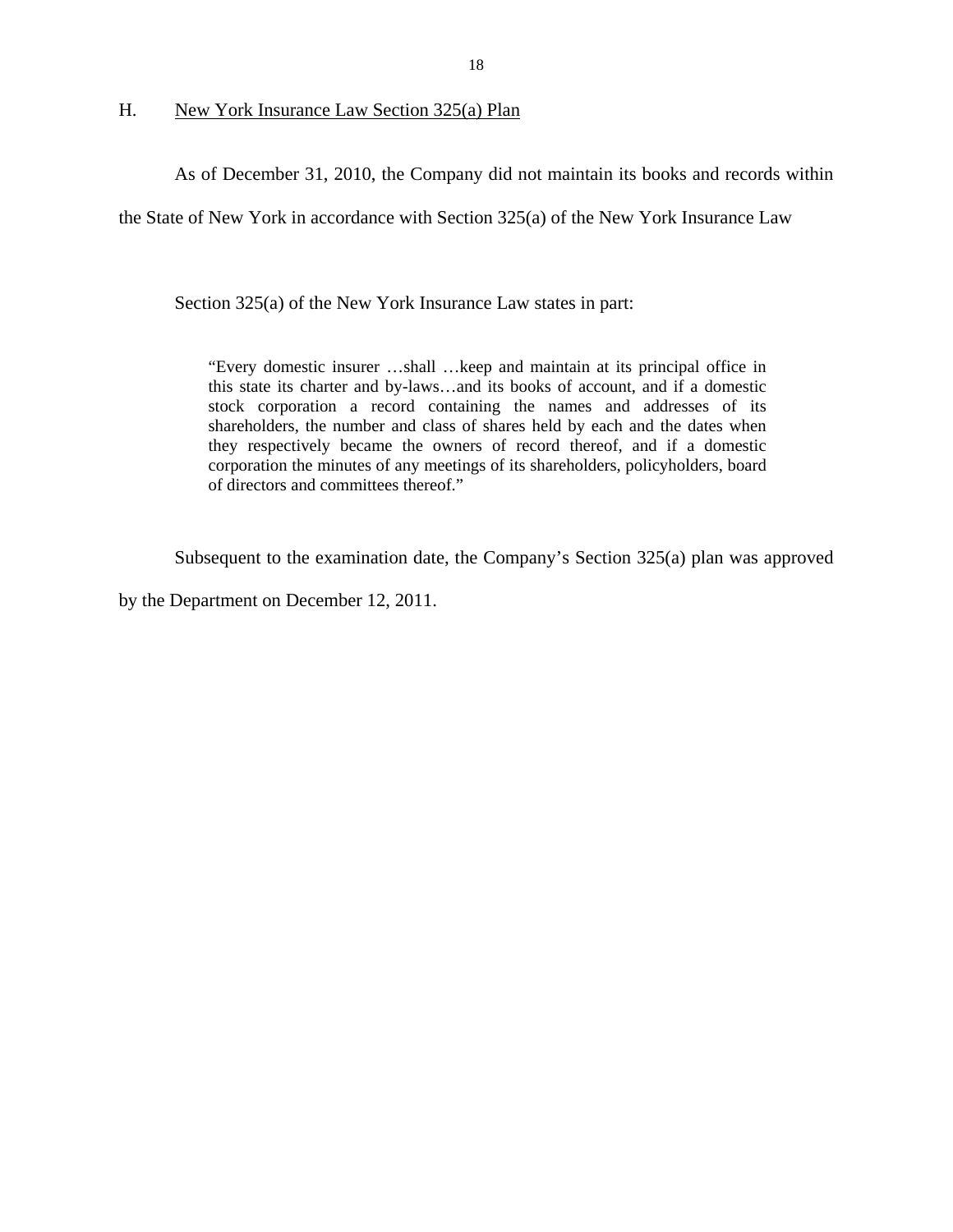## H. New York Insurance Law Section 325(a) Plan

As of December 31, 2010, the Company did not maintain its books and records within the State of New York in accordance with Section 325(a) of the New York Insurance Law

Section 325(a) of the New York Insurance Law states in part:

> "Every domestic insurer …shall …keep and maintain at its principal office in this state its charter and by-laws…and its books of account, and if a domestic stock corporation a record containing the names and addresses of its shareholders, the number and class of shares held by each and the dates when they respectively became the owners of record thereof, and if a domestic corporation the minutes of any meetings of its shareholders, policyholders, board of directors and committees thereof."

Subsequent to the examination date, the Company's Section 325(a) plan was approved by the Department on December 12, 2011.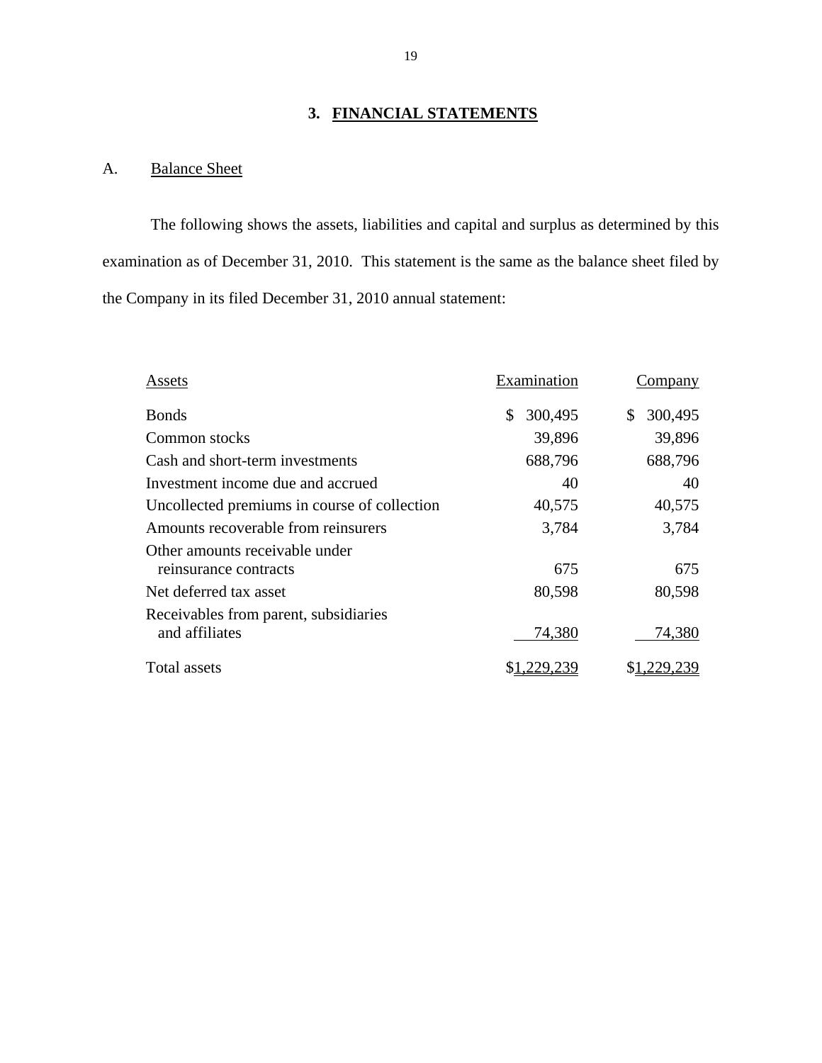## 3. FINANCIAL STATEMENTS

### A. Balance Sheet

The following shows the assets, liabilities and capital and surplus as determined by this examination as of December 31, 2010. This statement is the same as the balance sheet filed by the Company in its filed December 31, 2010 annual statement:

| Assets | Examination | Company |
|---|---|---|
| Bonds | $ 300,495 | $ 300,495 |
| Common stocks | 39,896 | 39,896 |
| Cash and short-term investments | 688,796 | 688,796 |
| Investment income due and accrued | 40 | 40 |
| Uncollected premiums in course of collection | 40,575 | 40,575 |
| Amounts recoverable from reinsurers | 3,784 | 3,784 |
| Other amounts receivable under reinsurance contracts | 675 | 675 |
| Net deferred tax asset | 80,598 | 80,598 |
| Receivables from parent, subsidiaries and affiliates | 74,380 | 74,380 |
| Total assets | $1,229,239 | $1,229,239 |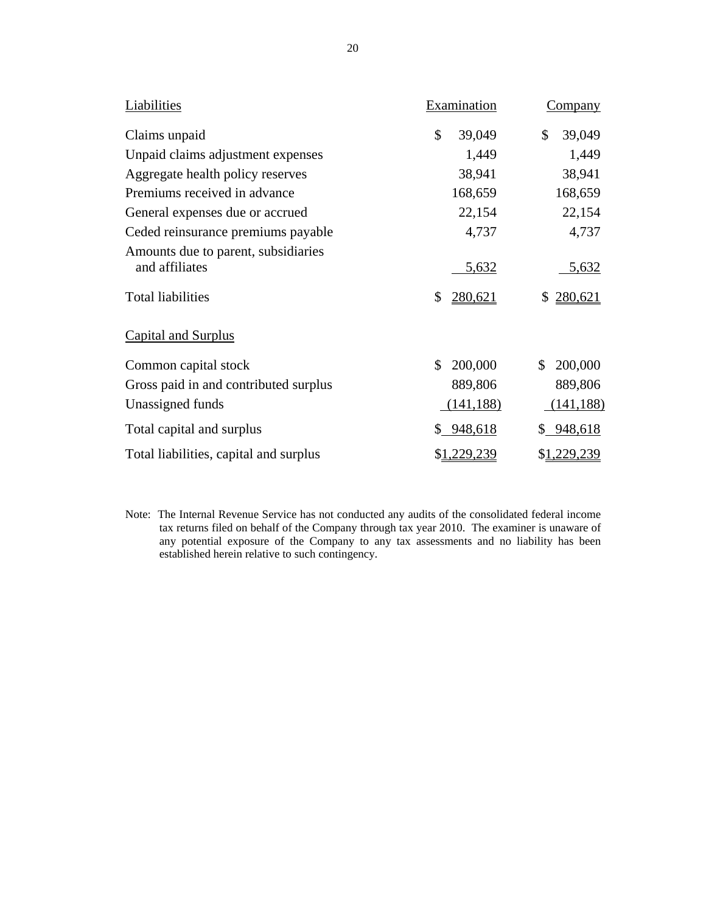| Liabilities | Examination | Company |
|---|---|---|
| Claims unpaid | $ 39,049 | $ 39,049 |
| Unpaid claims adjustment expenses | 1,449 | 1,449 |
| Aggregate health policy reserves | 38,941 | 38,941 |
| Premiums received in advance | 168,659 | 168,659 |
| General expenses due or accrued | 22,154 | 22,154 |
| Ceded reinsurance premiums payable | 4,737 | 4,737 |
| Amounts due to parent, subsidiaries and affiliates | 5,632 | 5,632 |
| Total liabilities | $ 280,621 | $ 280,621 |
| **Capital and Surplus** | | |
| Common capital stock | $ 200,000 | $ 200,000 |
| Gross paid in and contributed surplus | 889,806 | 889,806 |
| Unassigned funds | (141,188) | (141,188) |
| Total capital and surplus | $ 948,618 | $ 948,618 |
| Total liabilities, capital and surplus | $1,229,239 | $1,229,239 |

Note: The Internal Revenue Service has not conducted any audits of the consolidated federal income tax returns filed on behalf of the Company through tax year 2010. The examiner is unaware of any potential exposure of the Company to any tax assessments and no liability has been established herein relative to such contingency.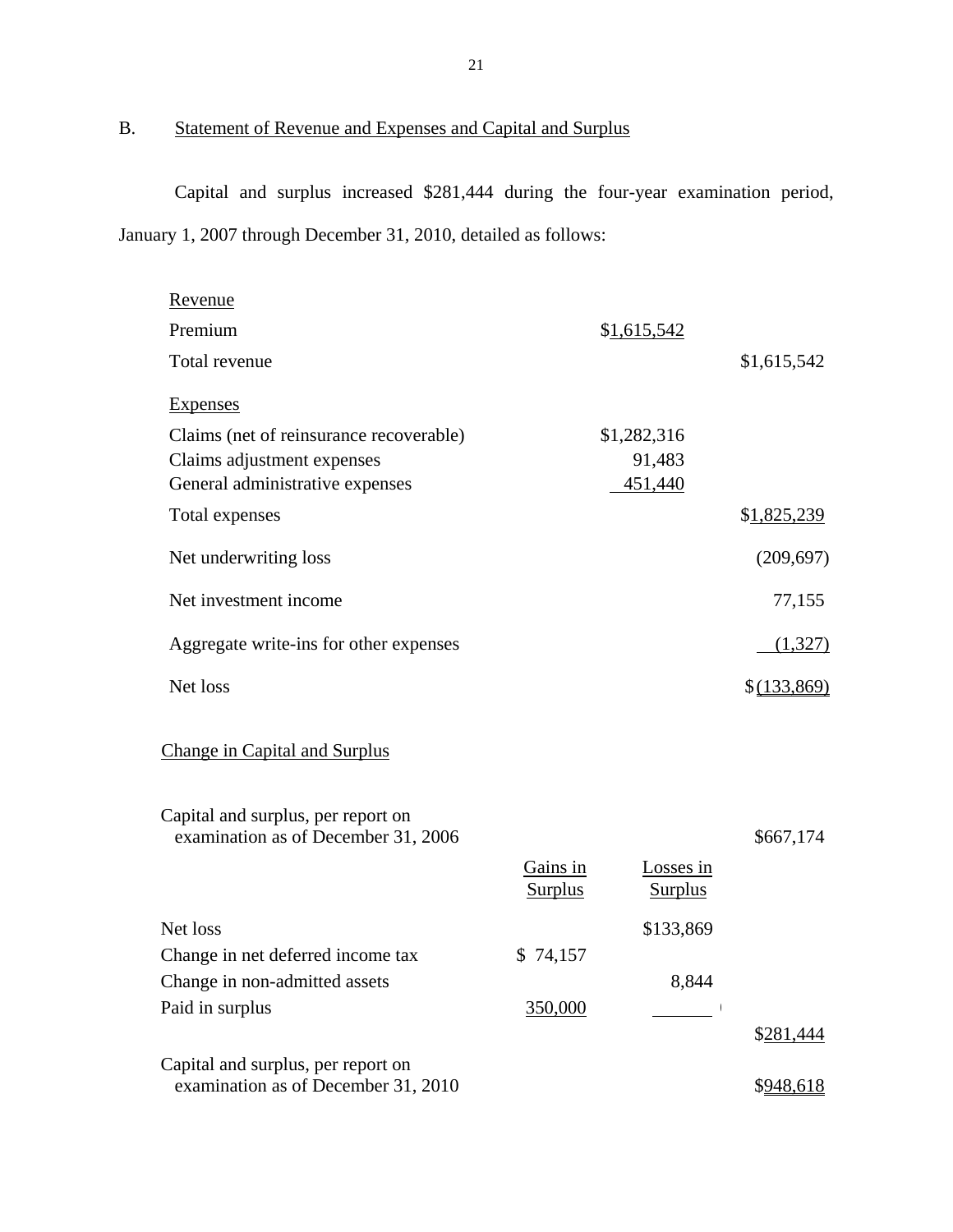## B. Statement of Revenue and Expenses and Capital and Surplus

Capital and surplus increased $281,444 during the four-year examination period, January 1, 2007 through December 31, 2010, detailed as follows:

| | | |
|---|---|---|
| Revenue | | |
| Premium | $1,615,542 | |
| Total revenue | | $1,615,542 |
| Expenses | | |
| Claims (net of reinsurance recoverable) | $1,282,316 | |
| Claims adjustment expenses | 91,483 | |
| General administrative expenses | 451,440 | |
| Total expenses | | $1,825,239 |
| Net underwriting loss | | (209,697) |
| Net investment income | | 77,155 |
| Aggregate write-ins for other expenses | | (1,327) |
| Net loss | | $(133,869) |

### Change in Capital and Surplus

| | Gains in Surplus | Losses in Surplus | |
|---|---|---|---|
| Capital and surplus, per report on examination as of December 31, 2006 | | | $667,174 |
| Net loss | | $133,869 | |
| Change in net deferred income tax | $ 74,157 | | |
| Change in non-admitted assets | | 8,844 | |
| Paid in surplus | 350,000 | | |
| | | | $281,444 |
| Capital and surplus, per report on examination as of December 31, 2010 | | | $948,618 |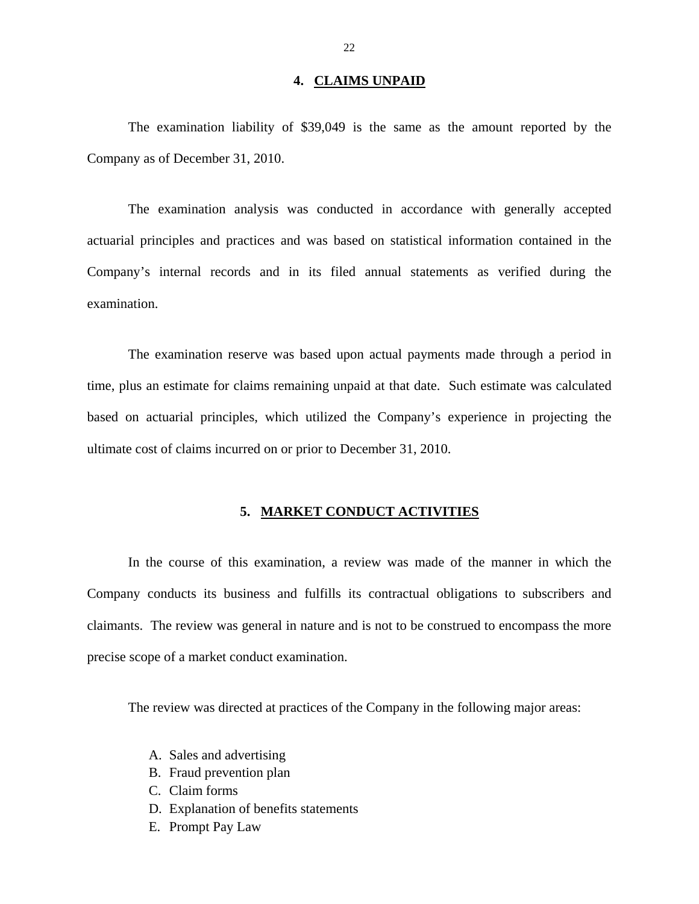## 4. CLAIMS UNPAID

The examination liability of $39,049 is the same as the amount reported by the Company as of December 31, 2010.

The examination analysis was conducted in accordance with generally accepted actuarial principles and practices and was based on statistical information contained in the Company's internal records and in its filed annual statements as verified during the examination.

The examination reserve was based upon actual payments made through a period in time, plus an estimate for claims remaining unpaid at that date. Such estimate was calculated based on actuarial principles, which utilized the Company's experience in projecting the ultimate cost of claims incurred on or prior to December 31, 2010.

## 5. MARKET CONDUCT ACTIVITIES

In the course of this examination, a review was made of the manner in which the Company conducts its business and fulfills its contractual obligations to subscribers and claimants. The review was general in nature and is not to be construed to encompass the more precise scope of a market conduct examination.

The review was directed at practices of the Company in the following major areas:

A. Sales and advertising
B. Fraud prevention plan
C. Claim forms
D. Explanation of benefits statements
E. Prompt Pay Law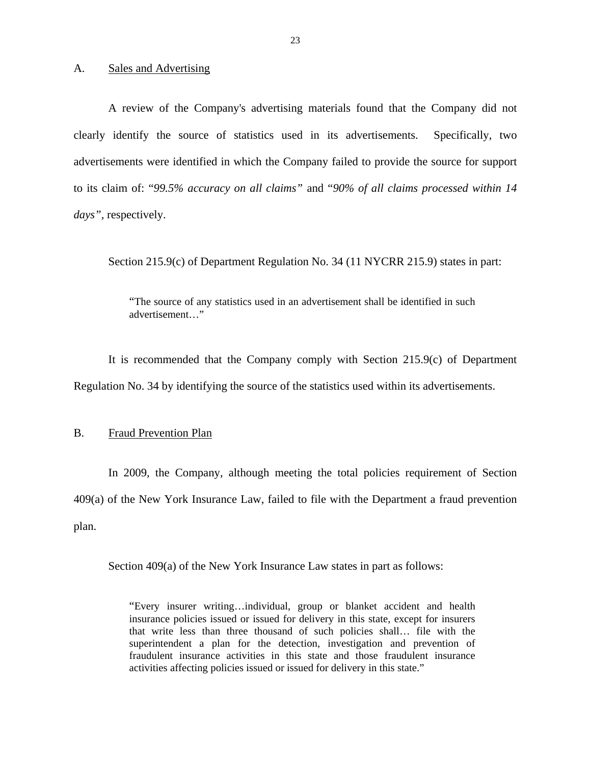## A. Sales and Advertising

A review of the Company's advertising materials found that the Company did not clearly identify the source of statistics used in its advertisements. Specifically, two advertisements were identified in which the Company failed to provide the source for support to its claim of: "*99.5% accuracy on all claims*" and "*90% of all claims processed within 14 days*", respectively.

Section 215.9(c) of Department Regulation No. 34 (11 NYCRR 215.9) states in part:

> "The source of any statistics used in an advertisement shall be identified in such advertisement…"

It is recommended that the Company comply with Section 215.9(c) of Department Regulation No. 34 by identifying the source of the statistics used within its advertisements.

## B. Fraud Prevention Plan

In 2009, the Company, although meeting the total policies requirement of Section 409(a) of the New York Insurance Law, failed to file with the Department a fraud prevention plan.

Section 409(a) of the New York Insurance Law states in part as follows:

> "Every insurer writing…individual, group or blanket accident and health insurance policies issued or issued for delivery in this state, except for insurers that write less than three thousand of such policies shall… file with the superintendent a plan for the detection, investigation and prevention of fraudulent insurance activities in this state and those fraudulent insurance activities affecting policies issued or issued for delivery in this state."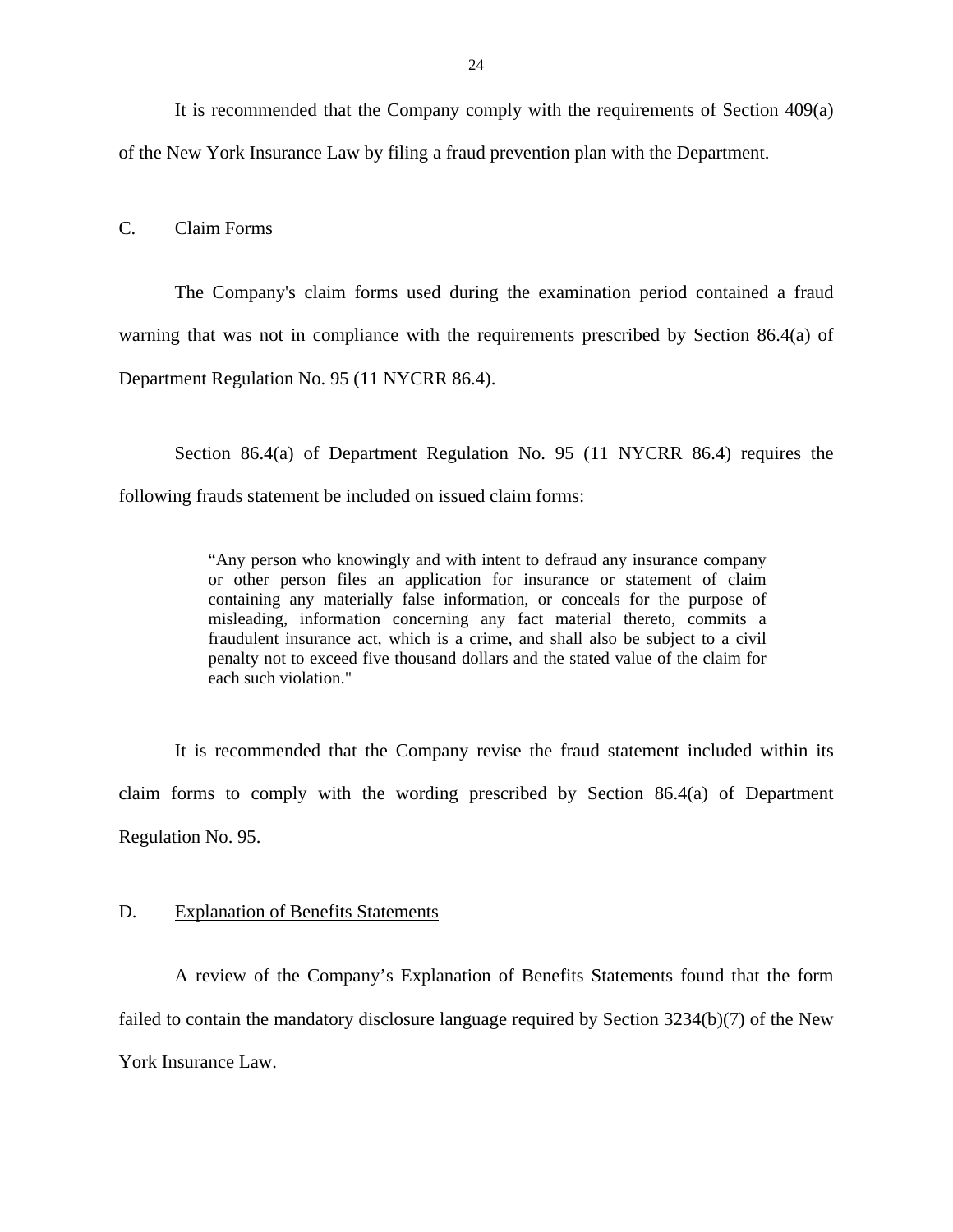It is recommended that the Company comply with the requirements of Section 409(a) of the New York Insurance Law by filing a fraud prevention plan with the Department.

C. Claim Forms

The Company's claim forms used during the examination period contained a fraud warning that was not in compliance with the requirements prescribed by Section 86.4(a) of Department Regulation No. 95 (11 NYCRR 86.4).

Section 86.4(a) of Department Regulation No. 95 (11 NYCRR 86.4) requires the following frauds statement be included on issued claim forms:

> "Any person who knowingly and with intent to defraud any insurance company or other person files an application for insurance or statement of claim containing any materially false information, or conceals for the purpose of misleading, information concerning any fact material thereto, commits a fraudulent insurance act, which is a crime, and shall also be subject to a civil penalty not to exceed five thousand dollars and the stated value of the claim for each such violation."

It is recommended that the Company revise the fraud statement included within its claim forms to comply with the wording prescribed by Section 86.4(a) of Department Regulation No. 95.

D. Explanation of Benefits Statements

A review of the Company's Explanation of Benefits Statements found that the form failed to contain the mandatory disclosure language required by Section 3234(b)(7) of the New York Insurance Law.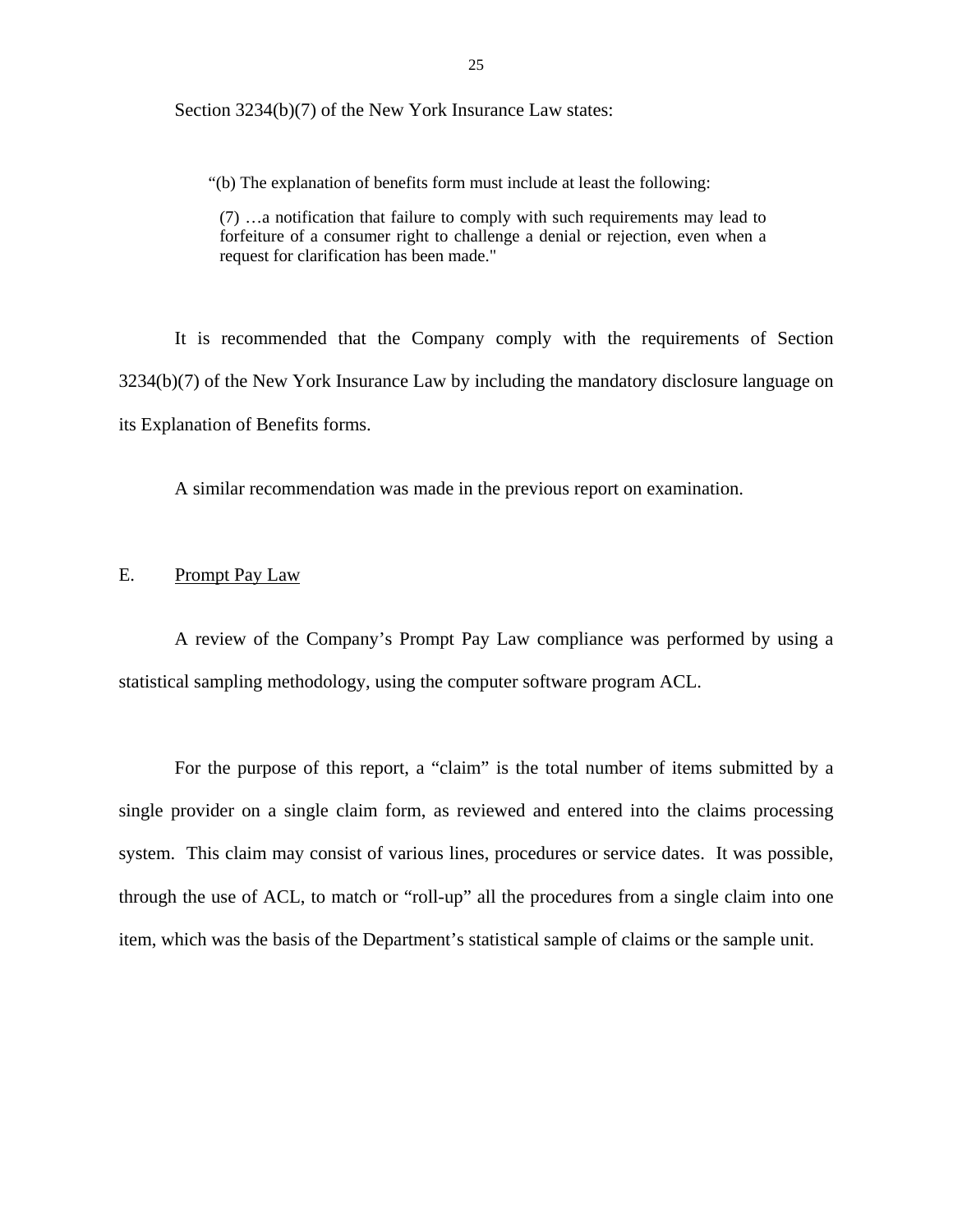Section 3234(b)(7) of the New York Insurance Law states:

> "(b) The explanation of benefits form must include at least the following:
>
> (7) …a notification that failure to comply with such requirements may lead to forfeiture of a consumer right to challenge a denial or rejection, even when a request for clarification has been made."

It is recommended that the Company comply with the requirements of Section 3234(b)(7) of the New York Insurance Law by including the mandatory disclosure language on its Explanation of Benefits forms.

A similar recommendation was made in the previous report on examination.

## E. Prompt Pay Law

A review of the Company's Prompt Pay Law compliance was performed by using a statistical sampling methodology, using the computer software program ACL.

For the purpose of this report, a "claim" is the total number of items submitted by a single provider on a single claim form, as reviewed and entered into the claims processing system. This claim may consist of various lines, procedures or service dates. It was possible, through the use of ACL, to match or "roll-up" all the procedures from a single claim into one item, which was the basis of the Department's statistical sample of claims or the sample unit.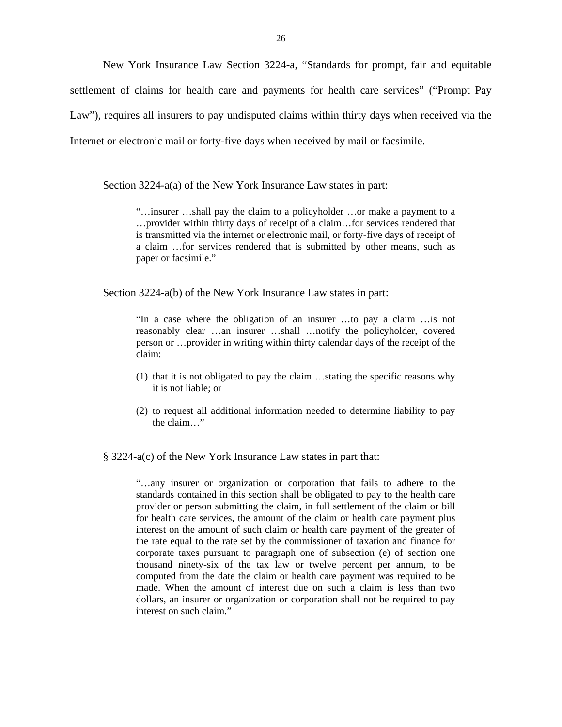New York Insurance Law Section 3224-a, "Standards for prompt, fair and equitable settlement of claims for health care and payments for health care services" ("Prompt Pay Law"), requires all insurers to pay undisputed claims within thirty days when received via the Internet or electronic mail or forty-five days when received by mail or facsimile.

Section 3224-a(a) of the New York Insurance Law states in part:

> "…insurer …shall pay the claim to a policyholder …or make a payment to a …provider within thirty days of receipt of a claim…for services rendered that is transmitted via the internet or electronic mail, or forty-five days of receipt of a claim …for services rendered that is submitted by other means, such as paper or facsimile."

Section 3224-a(b) of the New York Insurance Law states in part:

> "In a case where the obligation of an insurer …to pay a claim …is not reasonably clear …an insurer …shall …notify the policyholder, covered person or …provider in writing within thirty calendar days of the receipt of the claim:
>
> (1) that it is not obligated to pay the claim …stating the specific reasons why it is not liable; or
>
> (2) to request all additional information needed to determine liability to pay the claim…"

§ 3224-a(c) of the New York Insurance Law states in part that:

> "…any insurer or organization or corporation that fails to adhere to the standards contained in this section shall be obligated to pay to the health care provider or person submitting the claim, in full settlement of the claim or bill for health care services, the amount of the claim or health care payment plus interest on the amount of such claim or health care payment of the greater of the rate equal to the rate set by the commissioner of taxation and finance for corporate taxes pursuant to paragraph one of subsection (e) of section one thousand ninety-six of the tax law or twelve percent per annum, to be computed from the date the claim or health care payment was required to be made. When the amount of interest due on such a claim is less than two dollars, an insurer or organization or corporation shall not be required to pay interest on such claim."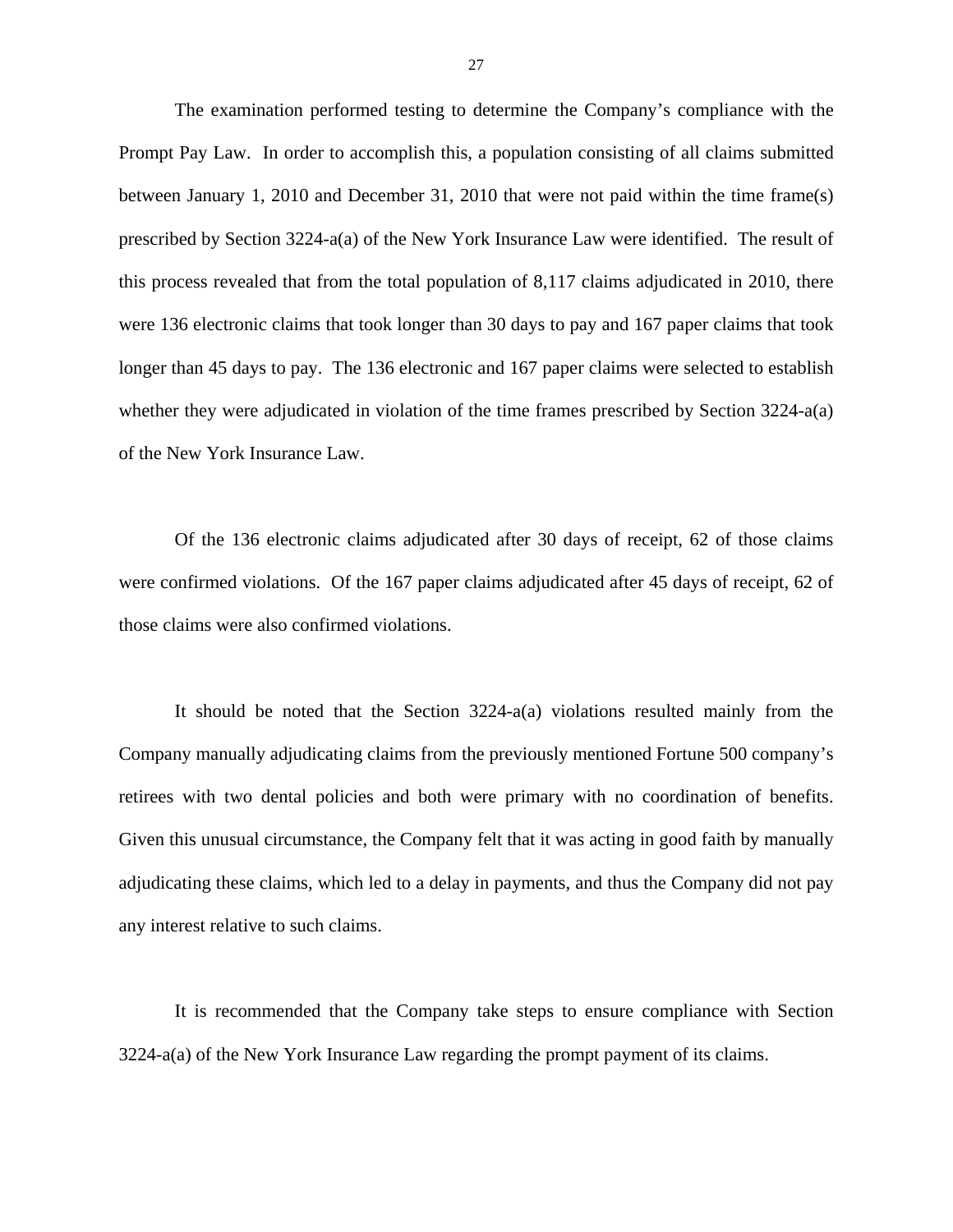The examination performed testing to determine the Company's compliance with the Prompt Pay Law. In order to accomplish this, a population consisting of all claims submitted between January 1, 2010 and December 31, 2010 that were not paid within the time frame(s) prescribed by Section 3224-a(a) of the New York Insurance Law were identified. The result of this process revealed that from the total population of 8,117 claims adjudicated in 2010, there were 136 electronic claims that took longer than 30 days to pay and 167 paper claims that took longer than 45 days to pay. The 136 electronic and 167 paper claims were selected to establish whether they were adjudicated in violation of the time frames prescribed by Section 3224-a(a) of the New York Insurance Law.

Of the 136 electronic claims adjudicated after 30 days of receipt, 62 of those claims were confirmed violations. Of the 167 paper claims adjudicated after 45 days of receipt, 62 of those claims were also confirmed violations.

It should be noted that the Section 3224-a(a) violations resulted mainly from the Company manually adjudicating claims from the previously mentioned Fortune 500 company's retirees with two dental policies and both were primary with no coordination of benefits. Given this unusual circumstance, the Company felt that it was acting in good faith by manually adjudicating these claims, which led to a delay in payments, and thus the Company did not pay any interest relative to such claims.

It is recommended that the Company take steps to ensure compliance with Section 3224-a(a) of the New York Insurance Law regarding the prompt payment of its claims.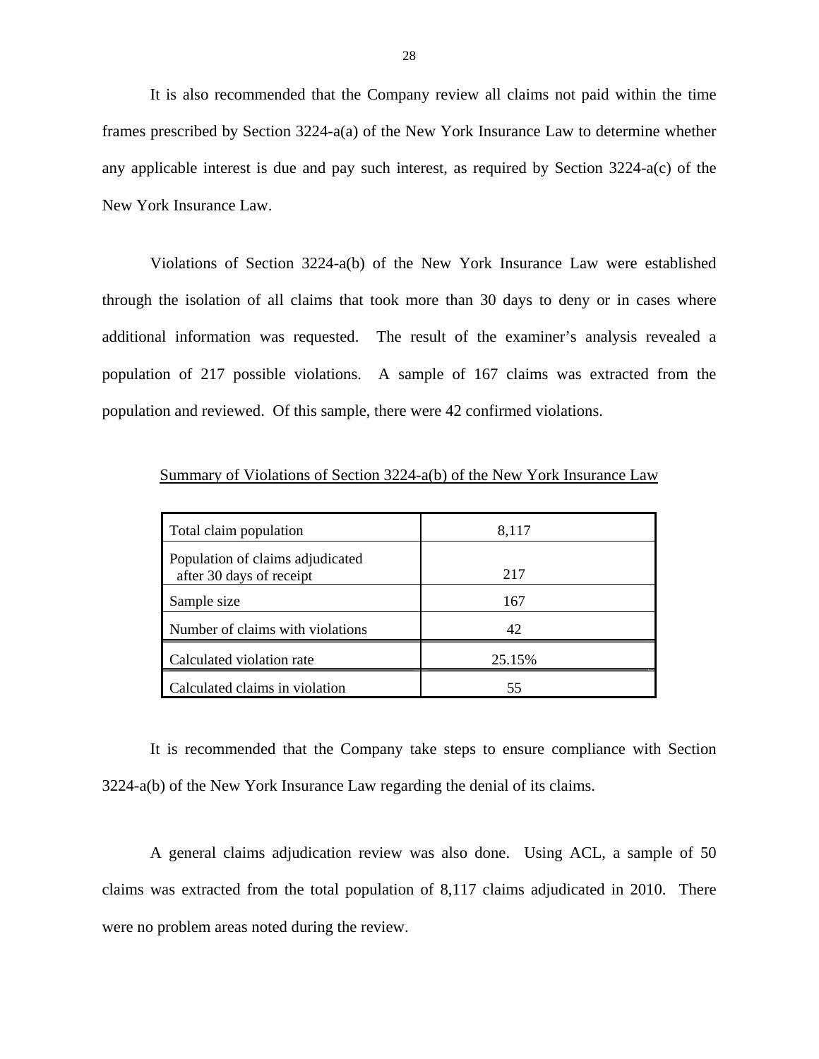It is also recommended that the Company review all claims not paid within the time frames prescribed by Section 3224-a(a) of the New York Insurance Law to determine whether any applicable interest is due and pay such interest, as required by Section 3224-a(c) of the New York Insurance Law.

Violations of Section 3224-a(b) of the New York Insurance Law were established through the isolation of all claims that took more than 30 days to deny or in cases where additional information was requested. The result of the examiner's analysis revealed a population of 217 possible violations. A sample of 167 claims was extracted from the population and reviewed. Of this sample, there were 42 confirmed violations.

Summary of Violations of Section 3224-a(b) of the New York Insurance Law

| | |
|---|---|
| Total claim population | 8,117 |
| Population of claims adjudicated after 30 days of receipt | 217 |
| Sample size | 167 |
| Number of claims with violations | 42 |
| Calculated violation rate | 25.15% |
| Calculated claims in violation | 55 |

It is recommended that the Company take steps to ensure compliance with Section 3224-a(b) of the New York Insurance Law regarding the denial of its claims.

A general claims adjudication review was also done. Using ACL, a sample of 50 claims was extracted from the total population of 8,117 claims adjudicated in 2010. There were no problem areas noted during the review.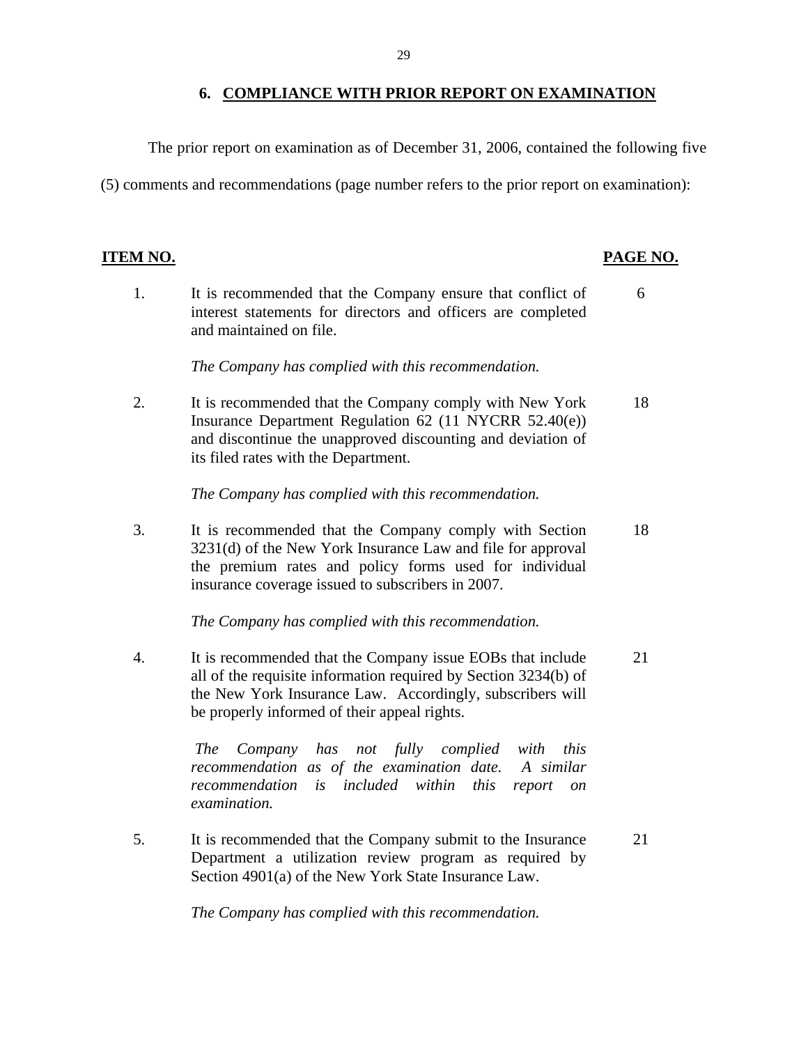## 6. COMPLIANCE WITH PRIOR REPORT ON EXAMINATION

The prior report on examination as of December 31, 2006, contained the following five (5) comments and recommendations (page number refers to the prior report on examination):

| ITEM NO. | | PAGE NO. |
|---|---|---|
| 1. | It is recommended that the Company ensure that conflict of interest statements for directors and officers are completed and maintained on file.<br><br>*The Company has complied with this recommendation.* | 6 |
| 2. | It is recommended that the Company comply with New York Insurance Department Regulation 62 (11 NYCRR 52.40(e)) and discontinue the unapproved discounting and deviation of its filed rates with the Department.<br><br>*The Company has complied with this recommendation.* | 18 |
| 3. | It is recommended that the Company comply with Section 3231(d) of the New York Insurance Law and file for approval the premium rates and policy forms used for individual insurance coverage issued to subscribers in 2007.<br><br>*The Company has complied with this recommendation.* | 18 |
| 4. | It is recommended that the Company issue EOBs that include all of the requisite information required by Section 3234(b) of the New York Insurance Law. Accordingly, subscribers will be properly informed of their appeal rights.<br><br>*The Company has not fully complied with this recommendation as of the examination date. A similar recommendation is included within this report on examination.* | 21 |
| 5. | It is recommended that the Company submit to the Insurance Department a utilization review program as required by Section 4901(a) of the New York State Insurance Law.<br><br>*The Company has complied with this recommendation.* | 21 |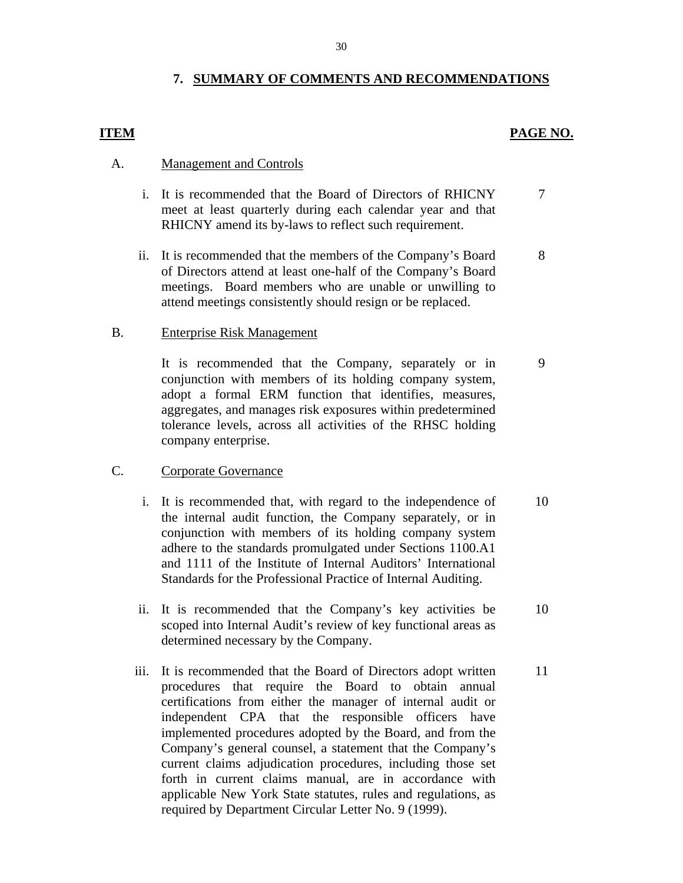## 7. SUMMARY OF COMMENTS AND RECOMMENDATIONS

| ITEM | | PAGE NO. |
|---|---|---|
| A. | Management and Controls | |
| i. | It is recommended that the Board of Directors of RHICNY meet at least quarterly during each calendar year and that RHICNY amend its by-laws to reflect such requirement. | 7 |
| ii. | It is recommended that the members of the Company's Board of Directors attend at least one-half of the Company's Board meetings. Board members who are unable or unwilling to attend meetings consistently should resign or be replaced. | 8 |
| B. | Enterprise Risk Management | |
| | It is recommended that the Company, separately or in conjunction with members of its holding company system, adopt a formal ERM function that identifies, measures, aggregates, and manages risk exposures within predetermined tolerance levels, across all activities of the RHSC holding company enterprise. | 9 |
| C. | Corporate Governance | |
| i. | It is recommended that, with regard to the independence of the internal audit function, the Company separately, or in conjunction with members of its holding company system adhere to the standards promulgated under Sections 1100.A1 and 1111 of the Institute of Internal Auditors' International Standards for the Professional Practice of Internal Auditing. | 10 |
| ii. | It is recommended that the Company's key activities be scoped into Internal Audit's review of key functional areas as determined necessary by the Company. | 10 |
| iii. | It is recommended that the Board of Directors adopt written procedures that require the Board to obtain annual certifications from either the manager of internal audit or independent CPA that the responsible officers have implemented procedures adopted by the Board, and from the Company's general counsel, a statement that the Company's current claims adjudication procedures, including those set forth in current claims manual, are in accordance with applicable New York State statutes, rules and regulations, as required by Department Circular Letter No. 9 (1999). | 11 |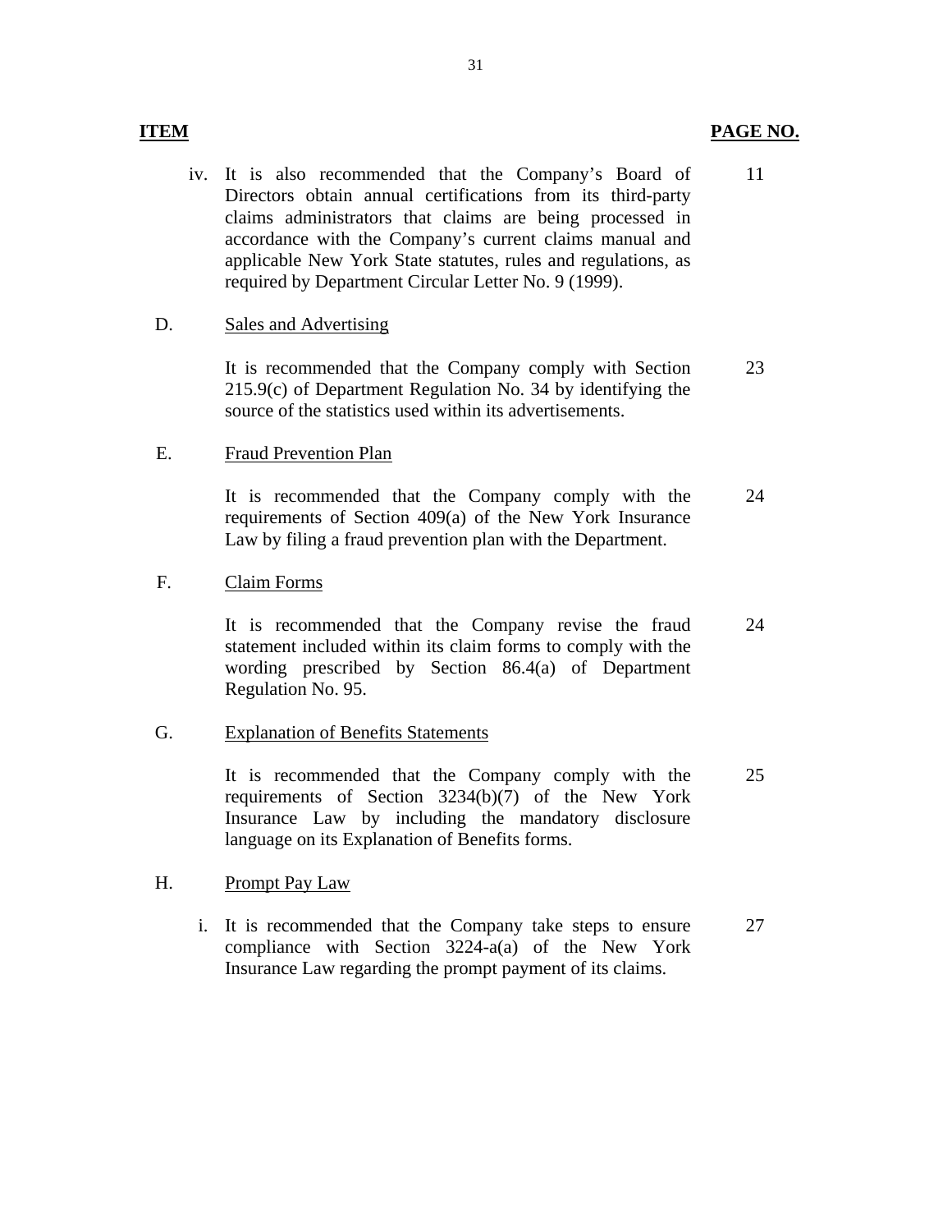| ITEM | | PAGE NO. |
|---|---|---|
| | iv. It is also recommended that the Company's Board of Directors obtain annual certifications from its third-party claims administrators that claims are being processed in accordance with the Company's current claims manual and applicable New York State statutes, rules and regulations, as required by Department Circular Letter No. 9 (1999). | 11 |
| D. | Sales and Advertising | |
| | It is recommended that the Company comply with Section 215.9(c) of Department Regulation No. 34 by identifying the source of the statistics used within its advertisements. | 23 |
| E. | Fraud Prevention Plan | |
| | It is recommended that the Company comply with the requirements of Section 409(a) of the New York Insurance Law by filing a fraud prevention plan with the Department. | 24 |
| F. | Claim Forms | |
| | It is recommended that the Company revise the fraud statement included within its claim forms to comply with the wording prescribed by Section 86.4(a) of Department Regulation No. 95. | 24 |
| G. | Explanation of Benefits Statements | |
| | It is recommended that the Company comply with the requirements of Section 3234(b)(7) of the New York Insurance Law by including the mandatory disclosure language on its Explanation of Benefits forms. | 25 |
| H. | Prompt Pay Law | |
| | i. It is recommended that the Company take steps to ensure compliance with Section 3224-a(a) of the New York Insurance Law regarding the prompt payment of its claims. | 27 |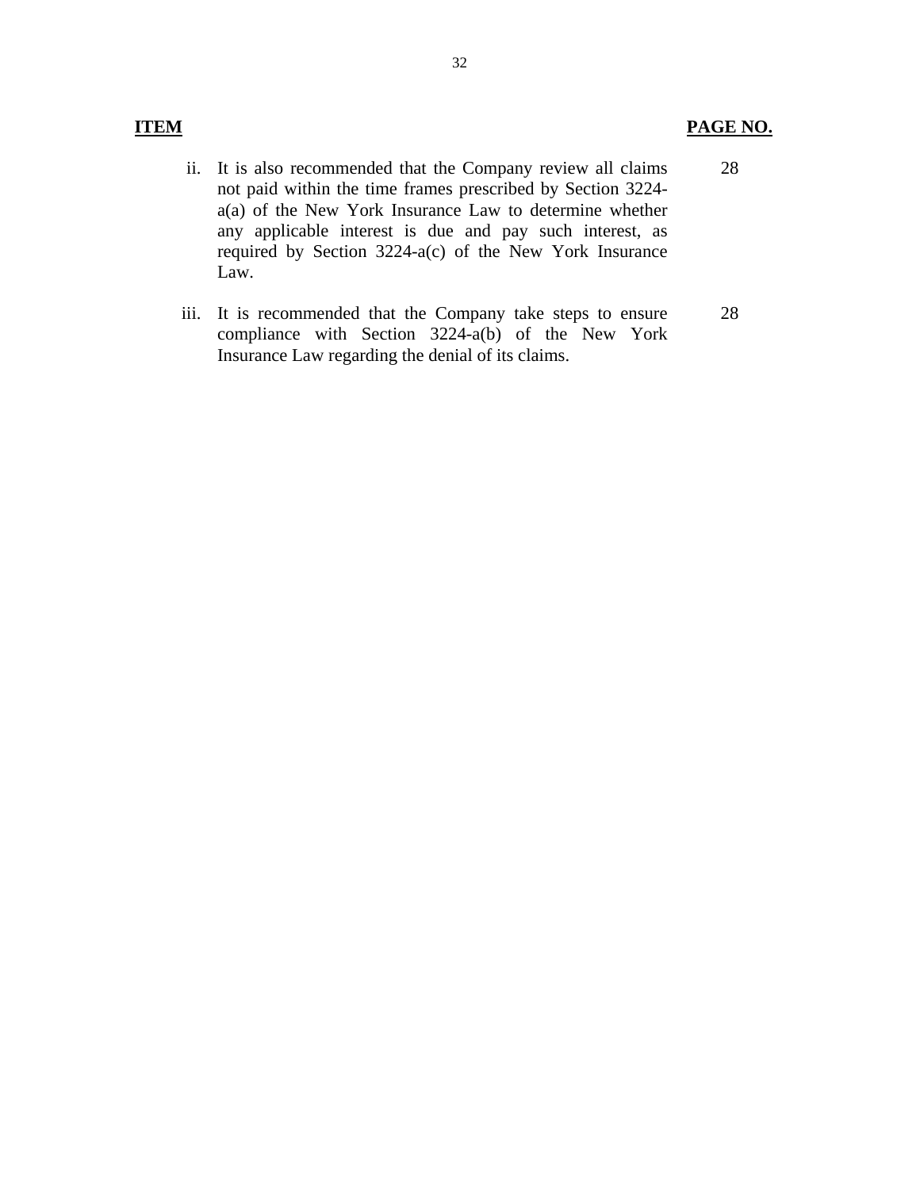| ITEM | PAGE NO. |
|---|---|
| ii. It is also recommended that the Company review all claims not paid within the time frames prescribed by Section 3224-a(a) of the New York Insurance Law to determine whether any applicable interest is due and pay such interest, as required by Section 3224-a(c) of the New York Insurance Law. | 28 |
| iii. It is recommended that the Company take steps to ensure compliance with Section 3224-a(b) of the New York Insurance Law regarding the denial of its claims. | 28 |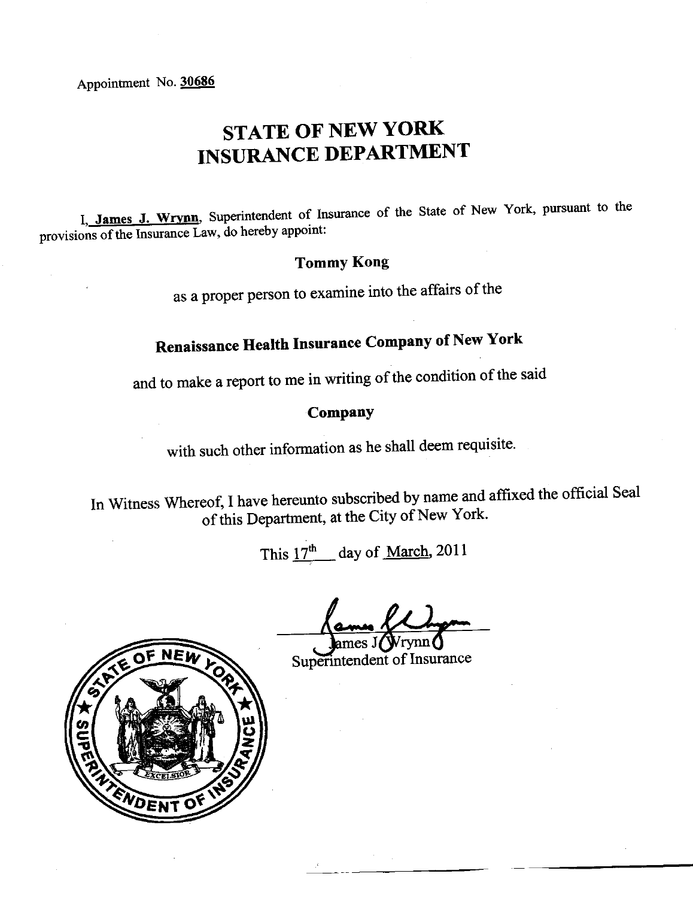Appointment No. 30686

# STATE OF NEW YORK
# INSURANCE DEPARTMENT

I, **James J. Wrynn**, Superintendent of Insurance of the State of New York, pursuant to the provisions of the Insurance Law, do hereby appoint:

**Tommy Kong**

as a proper person to examine into the affairs of the

**Renaissance Health Insurance Company of New York**

and to make a report to me in writing of the condition of the said

**Company**

with such other information as he shall deem requisite.

In Witness Whereof, I have hereunto subscribed by name and affixed the official Seal of this Department, at the City of New York.

This 17th day of March, 2011

James J. Wrynn
Superintendent of Insurance

STATE OF NEW YORK ★ SUPERINTENDENT OF INSURANCE ★ EXCELSIOR